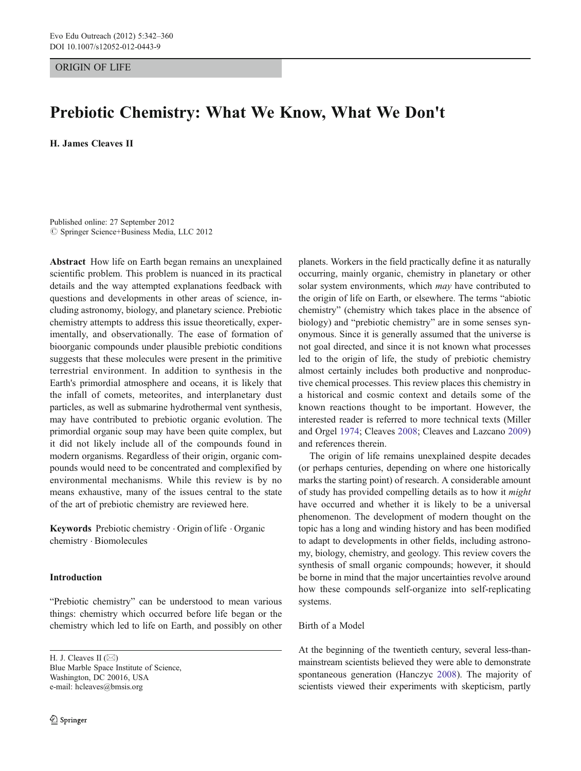ORIGIN OF LIFE

# Prebiotic Chemistry: What We Know, What We Don't

**H. James Cleaves II**

Published online: 27 September 2012
© Springer Science+Business Media, LLC 2012

**Abstract** How life on Earth began remains an unexplained scientific problem. This problem is nuanced in its practical details and the way attempted explanations feedback with questions and developments in other areas of science, including astronomy, biology, and planetary science. Prebiotic chemistry attempts to address this issue theoretically, experimentally, and observationally. The ease of formation of bioorganic compounds under plausible prebiotic conditions suggests that these molecules were present in the primitive terrestrial environment. In addition to synthesis in the Earth's primordial atmosphere and oceans, it is likely that the infall of comets, meteorites, and interplanetary dust particles, as well as submarine hydrothermal vent synthesis, may have contributed to prebiotic organic evolution. The primordial organic soup may have been quite complex, but it did not likely include all of the compounds found in modern organisms. Regardless of their origin, organic compounds would need to be concentrated and complexified by environmental mechanisms. While this review is by no means exhaustive, many of the issues central to the state of the art of prebiotic chemistry are reviewed here.

**Keywords** Prebiotic chemistry · Origin of life · Organic chemistry · Biomolecules

## Introduction

"Prebiotic chemistry" can be understood to mean various things: chemistry which occurred before life began or the chemistry which led to life on Earth, and possibly on other planets. Workers in the field practically define it as naturally occurring, mainly organic, chemistry in planetary or other solar system environments, which *may* have contributed to the origin of life on Earth, or elsewhere. The terms "abiotic chemistry" (chemistry which takes place in the absence of biology) and "prebiotic chemistry" are in some senses synonymous. Since it is generally assumed that the universe is not goal directed, and since it is not known what processes led to the origin of life, the study of prebiotic chemistry almost certainly includes both productive and nonproductive chemical processes. This review places this chemistry in a historical and cosmic context and details some of the known reactions thought to be important. However, the interested reader is referred to more technical texts (Miller and Orgel 1974; Cleaves 2008; Cleaves and Lazcano 2009) and references therein.

The origin of life remains unexplained despite decades (or perhaps centuries, depending on where one historically marks the starting point) of research. A considerable amount of study has provided compelling details as to how it *might* have occurred and whether it is likely to be a universal phenomenon. The development of modern thought on the topic has a long and winding history and has been modified to adapt to developments in other fields, including astronomy, biology, chemistry, and geology. This review covers the synthesis of small organic compounds; however, it should be borne in mind that the major uncertainties revolve around how these compounds self-organize into self-replicating systems.

### Birth of a Model

At the beginning of the twentieth century, several less-than-mainstream scientists believed they were able to demonstrate spontaneous generation (Hanczyc 2008). The majority of scientists viewed their experiments with skepticism, partly

H. J. Cleaves II (✉)
Blue Marble Space Institute of Science,
Washington, DC 20016, USA
e-mail: hcleaves@bmsis.org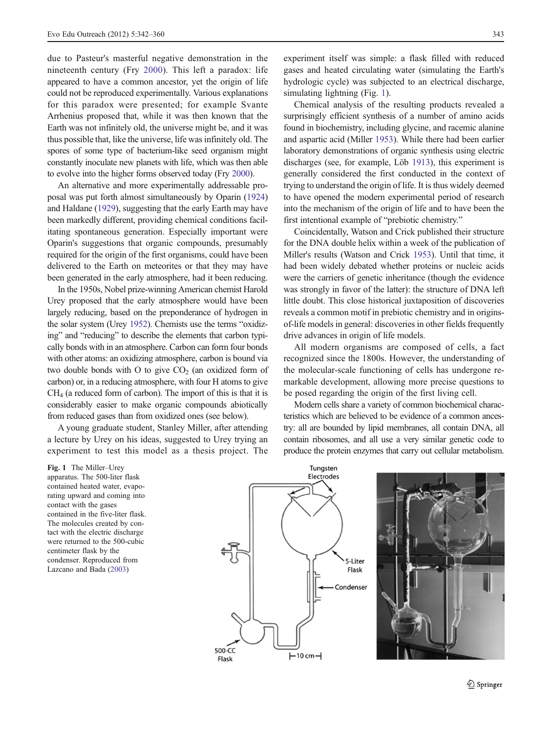due to Pasteur's masterful negative demonstration in the nineteenth century (Fry 2000). This left a paradox: life appeared to have a common ancestor, yet the origin of life could not be reproduced experimentally. Various explanations for this paradox were presented; for example Svante Arrhenius proposed that, while it was then known that the Earth was not infinitely old, the universe might be, and it was thus possible that, like the universe, life was infinitely old. The spores of some type of bacterium-like seed organism might constantly inoculate new planets with life, which was then able to evolve into the higher forms observed today (Fry 2000).

An alternative and more experimentally addressable proposal was put forth almost simultaneously by Oparin (1924) and Haldane (1929), suggesting that the early Earth may have been markedly different, providing chemical conditions facilitating spontaneous generation. Especially important were Oparin's suggestions that organic compounds, presumably required for the origin of the first organisms, could have been delivered to the Earth on meteorites or that they may have been generated in the early atmosphere, had it been reducing.

In the 1950s, Nobel prize-winning American chemist Harold Urey proposed that the early atmosphere would have been largely reducing, based on the preponderance of hydrogen in the solar system (Urey 1952). Chemists use the terms "oxidizing" and "reducing" to describe the elements that carbon typically bonds with in an atmosphere. Carbon can form four bonds with other atoms: an oxidizing atmosphere, carbon is bound via two double bonds with O to give $CO_2$ (an oxidized form of carbon) or, in a reducing atmosphere, with four H atoms to give $CH_4$ (a reduced form of carbon). The import of this is that it is considerably easier to make organic compounds abiotically from reduced gases than from oxidized ones (see below).

A young graduate student, Stanley Miller, after attending a lecture by Urey on his ideas, suggested to Urey trying an experiment to test this model as a thesis project. The experiment itself was simple: a flask filled with reduced gases and heated circulating water (simulating the Earth's hydrologic cycle) was subjected to an electrical discharge, simulating lightning (Fig. 1).

Chemical analysis of the resulting products revealed a surprisingly efficient synthesis of a number of amino acids found in biochemistry, including glycine, and racemic alanine and aspartic acid (Miller 1953). While there had been earlier laboratory demonstrations of organic synthesis using electric discharges (see, for example, Löb 1913), this experiment is generally considered the first conducted in the context of trying to understand the origin of life. It is thus widely deemed to have opened the modern experimental period of research into the mechanism of the origin of life and to have been the first intentional example of "prebiotic chemistry."

Coincidentally, Watson and Crick published their structure for the DNA double helix within a week of the publication of Miller's results (Watson and Crick 1953). Until that time, it had been widely debated whether proteins or nucleic acids were the carriers of genetic inheritance (though the evidence was strongly in favor of the latter): the structure of DNA left little doubt. This close historical juxtaposition of discoveries reveals a common motif in prebiotic chemistry and in origins-of-life models in general: discoveries in other fields frequently drive advances in origin of life models.

All modern organisms are composed of cells, a fact recognized since the 1800s. However, the understanding of the molecular-scale functioning of cells has undergone remarkable development, allowing more precise questions to be posed regarding the origin of the first living cell.

Modern cells share a variety of common biochemical characteristics which are believed to be evidence of a common ancestry: all are bounded by lipid membranes, all contain DNA, all contain ribosomes, and all use a very similar genetic code to produce the protein enzymes that carry out cellular metabolism.

**Fig. 1** The Miller–Urey apparatus. The 500-liter flask contained heated water, evaporating upward and coming into contact with the gases contained in the five-liter flask. The molecules created by contact with the electric discharge were returned to the 500-cubic centimeter flask by the condenser. Reproduced from Lazcano and Bada (2003)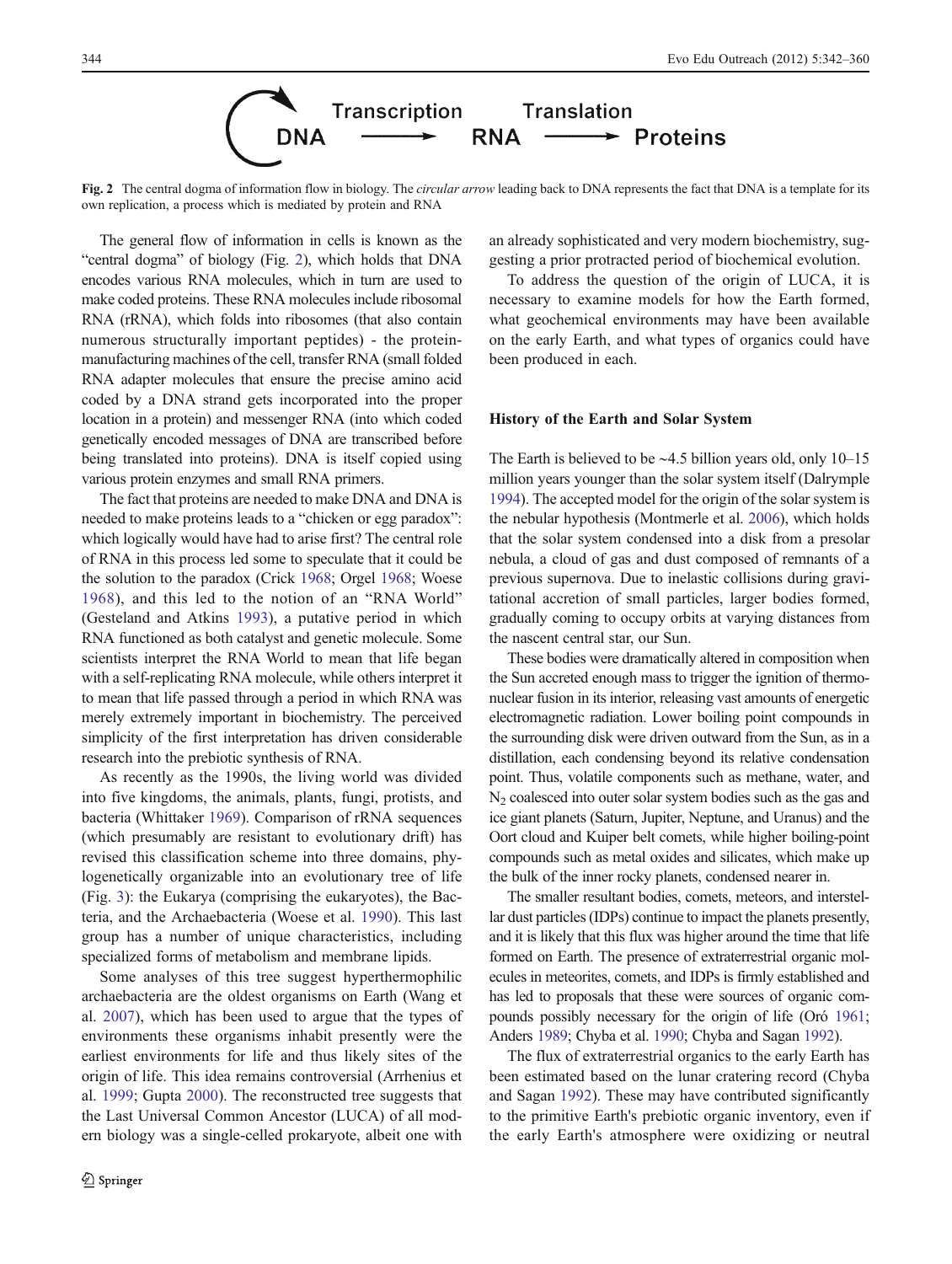Fig. 2 The central dogma of information flow in biology. The *circular arrow* leading back to DNA represents the fact that DNA is a template for its own replication, a process which is mediated by protein and RNA

The general flow of information in cells is known as the "central dogma" of biology (Fig. 2), which holds that DNA encodes various RNA molecules, which in turn are used to make coded proteins. These RNA molecules include ribosomal RNA (rRNA), which folds into ribosomes (that also contain numerous structurally important peptides) - the protein-manufacturing machines of the cell, transfer RNA (small folded RNA adapter molecules that ensure the precise amino acid coded by a DNA strand gets incorporated into the proper location in a protein) and messenger RNA (into which coded genetically encoded messages of DNA are transcribed before being translated into proteins). DNA is itself copied using various protein enzymes and small RNA primers.

The fact that proteins are needed to make DNA and DNA is needed to make proteins leads to a "chicken or egg paradox": which logically would have had to arise first? The central role of RNA in this process led some to speculate that it could be the solution to the paradox (Crick 1968; Orgel 1968; Woese 1968), and this led to the notion of an "RNA World" (Gesteland and Atkins 1993), a putative period in which RNA functioned as both catalyst and genetic molecule. Some scientists interpret the RNA World to mean that life began with a self-replicating RNA molecule, while others interpret it to mean that life passed through a period in which RNA was merely extremely important in biochemistry. The perceived simplicity of the first interpretation has driven considerable research into the prebiotic synthesis of RNA.

As recently as the 1990s, the living world was divided into five kingdoms, the animals, plants, fungi, protists, and bacteria (Whittaker 1969). Comparison of rRNA sequences (which presumably are resistant to evolutionary drift) has revised this classification scheme into three domains, phylogenetically organizable into an evolutionary tree of life (Fig. 3): the Eukarya (comprising the eukaryotes), the Bacteria, and the Archaebacteria (Woese et al. 1990). This last group has a number of unique characteristics, including specialized forms of metabolism and membrane lipids.

Some analyses of this tree suggest hyperthermophilic archaebacteria are the oldest organisms on Earth (Wang et al. 2007), which has been used to argue that the types of environments these organisms inhabit presently were the earliest environments for life and thus likely sites of the origin of life. This idea remains controversial (Arrhenius et al. 1999; Gupta 2000). The reconstructed tree suggests that the Last Universal Common Ancestor (LUCA) of all modern biology was a single-celled prokaryote, albeit one with an already sophisticated and very modern biochemistry, suggesting a prior protracted period of biochemical evolution.

To address the question of the origin of LUCA, it is necessary to examine models for how the Earth formed, what geochemical environments may have been available on the early Earth, and what types of organics could have been produced in each.

## History of the Earth and Solar System

The Earth is believed to be ~4.5 billion years old, only 10–15 million years younger than the solar system itself (Dalrymple 1994). The accepted model for the origin of the solar system is the nebular hypothesis (Montmerle et al. 2006), which holds that the solar system condensed into a disk from a presolar nebula, a cloud of gas and dust composed of remnants of a previous supernova. Due to inelastic collisions during gravitational accretion of small particles, larger bodies formed, gradually coming to occupy orbits at varying distances from the nascent central star, our Sun.

These bodies were dramatically altered in composition when the Sun accreted enough mass to trigger the ignition of thermonuclear fusion in its interior, releasing vast amounts of energetic electromagnetic radiation. Lower boiling point compounds in the surrounding disk were driven outward from the Sun, as in a distillation, each condensing beyond its relative condensation point. Thus, volatile components such as methane, water, and $N_2$ coalesced into outer solar system bodies such as the gas and ice giant planets (Saturn, Jupiter, Neptune, and Uranus) and the Oort cloud and Kuiper belt comets, while higher boiling-point compounds such as metal oxides and silicates, which make up the bulk of the inner rocky planets, condensed nearer in.

The smaller resultant bodies, comets, meteors, and interstellar dust particles (IDPs) continue to impact the planets presently, and it is likely that this flux was higher around the time that life formed on Earth. The presence of extraterrestrial organic molecules in meteorites, comets, and IDPs is firmly established and has led to proposals that these were sources of organic compounds possibly necessary for the origin of life (Oró 1961; Anders 1989; Chyba et al. 1990; Chyba and Sagan 1992).

The flux of extraterrestrial organics to the early Earth has been estimated based on the lunar cratering record (Chyba and Sagan 1992). These may have contributed significantly to the primitive Earth's prebiotic organic inventory, even if the early Earth's atmosphere were oxidizing or neutral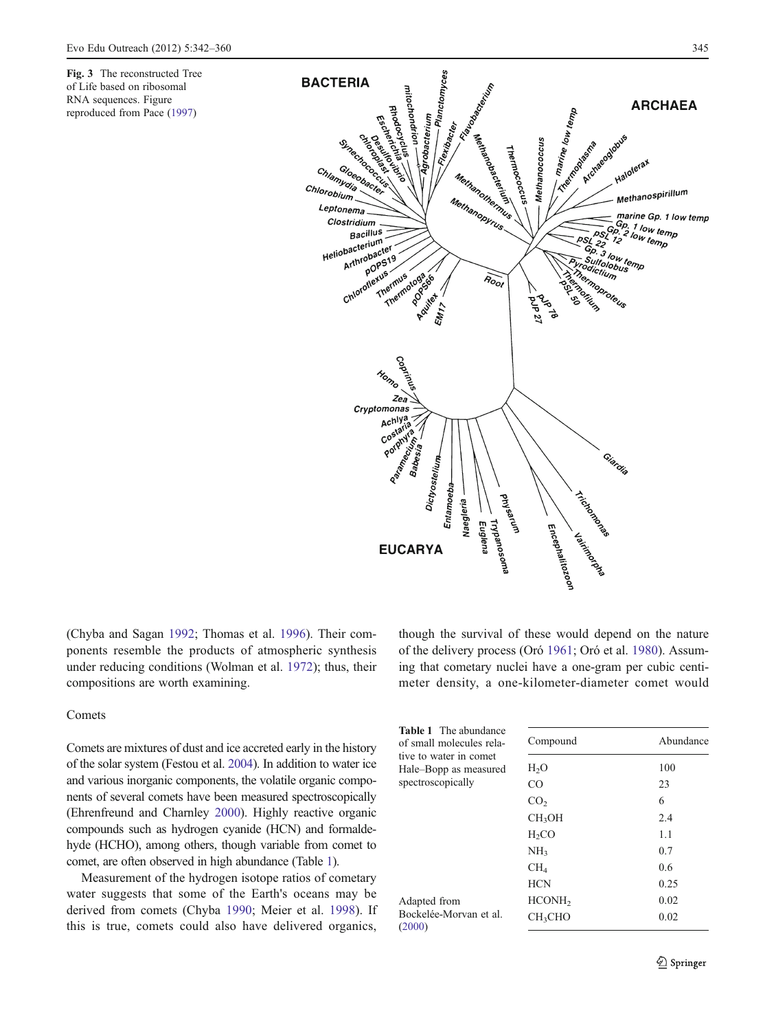Fig. 3 The reconstructed Tree of Life based on ribosomal RNA sequences. Figure reproduced from Pace (1997)

(Chyba and Sagan 1992; Thomas et al. 1996). Their components resemble the products of atmospheric synthesis under reducing conditions (Wolman et al. 1972); thus, their compositions are worth examining.

## Comets

Comets are mixtures of dust and ice accreted early in the history of the solar system (Festou et al. 2004). In addition to water ice and various inorganic components, the volatile organic components of several comets have been measured spectroscopically (Ehrenfreund and Charnley 2000). Highly reactive organic compounds such as hydrogen cyanide (HCN) and formaldehyde (HCHO), among others, though variable from comet to comet, are often observed in high abundance (Table 1).

Measurement of the hydrogen isotope ratios of cometary water suggests that some of the Earth's oceans may be derived from comets (Chyba 1990; Meier et al. 1998). If this is true, comets could also have delivered organics, though the survival of these would depend on the nature of the delivery process (Oró 1961; Oró et al. 1980). Assuming that cometary nuclei have a one-gram per cubic centimeter density, a one-kilometer-diameter comet would

Table 1 The abundance of small molecules relative to water in comet Hale–Bopp as measured spectroscopically

| Compound | Abundance |
|---|---|
| $H_2O$ | 100 |
| $CO$ | 23 |
| $CO_2$ | 6 |
| $CH_3OH$ | 2.4 |
| $H_2CO$ | 1.1 |
| $NH_3$ | 0.7 |
| $CH_4$ | 0.6 |
| $HCN$ | 0.25 |
| $HCONH_2$ | 0.02 |
| $CH_3CHO$ | 0.02 |

Adapted from Bockelée-Morvan et al. (2000)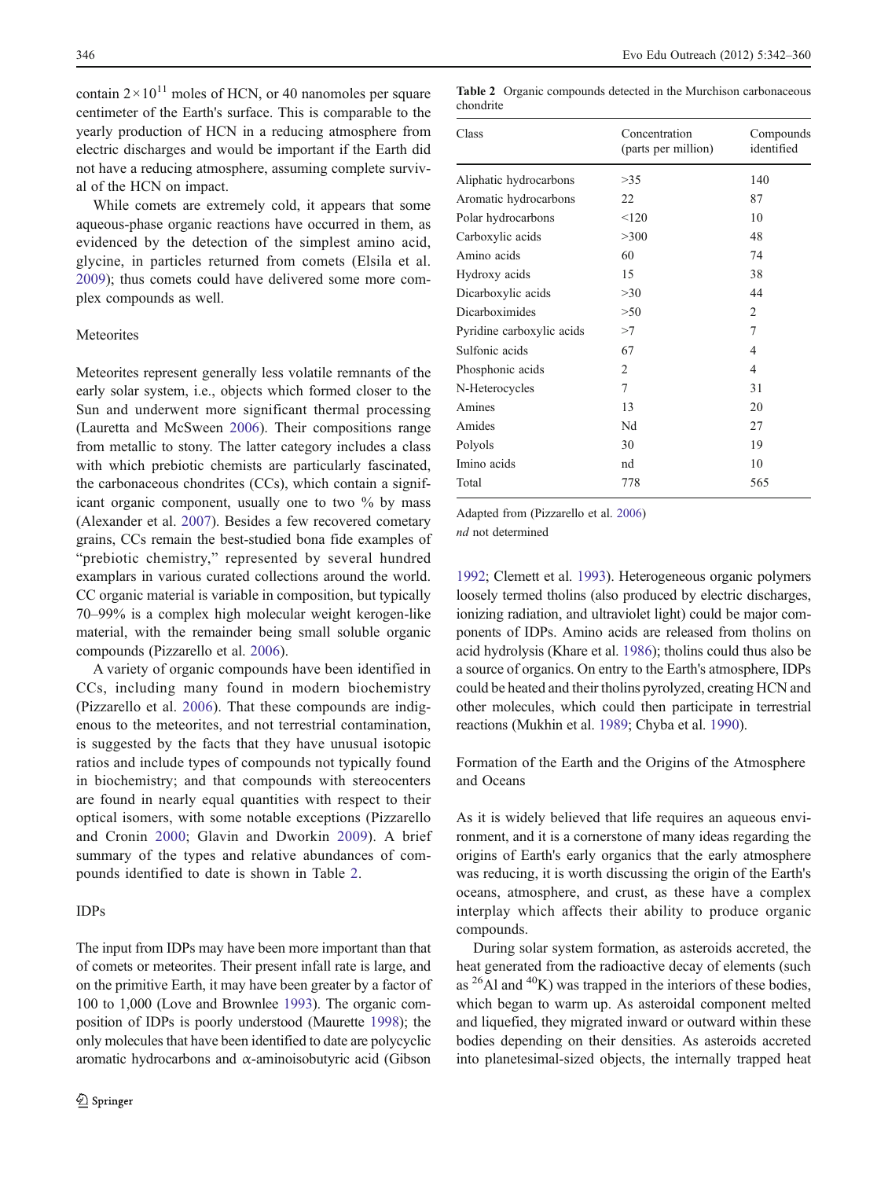contain $2\times10^{11}$ moles of HCN, or 40 nanomoles per square centimeter of the Earth's surface. This is comparable to the yearly production of HCN in a reducing atmosphere from electric discharges and would be important if the Earth did not have a reducing atmosphere, assuming complete survival of the HCN on impact.

While comets are extremely cold, it appears that some aqueous-phase organic reactions have occurred in them, as evidenced by the detection of the simplest amino acid, glycine, in particles returned from comets (Elsila et al. 2009); thus comets could have delivered some more complex compounds as well.

### Meteorites

Meteorites represent generally less volatile remnants of the early solar system, i.e., objects which formed closer to the Sun and underwent more significant thermal processing (Lauretta and McSween 2006). Their compositions range from metallic to stony. The latter category includes a class with which prebiotic chemists are particularly fascinated, the carbonaceous chondrites (CCs), which contain a significant organic component, usually one to two % by mass (Alexander et al. 2007). Besides a few recovered cometary grains, CCs remain the best-studied bona fide examples of "prebiotic chemistry," represented by several hundred exemplars in various curated collections around the world. CC organic material is variable in composition, but typically 70–99% is a complex high molecular weight kerogen-like material, with the remainder being small soluble organic compounds (Pizzarello et al. 2006).

A variety of organic compounds have been identified in CCs, including many found in modern biochemistry (Pizzarello et al. 2006). That these compounds are indigenous to the meteorites, and not terrestrial contamination, is suggested by the facts that they have unusual isotopic ratios and include types of compounds not typically found in biochemistry; and that compounds with stereocenters are found in nearly equal quantities with respect to their optical isomers, with some notable exceptions (Pizzarello and Cronin 2000; Glavin and Dworkin 2009). A brief summary of the types and relative abundances of compounds identified to date is shown in Table 2.

**Table 2** Organic compounds detected in the Murchison carbonaceous chondrite

| Class | Concentration (parts per million) | Compounds identified |
|---|---|---|
| Aliphatic hydrocarbons | >35 | 140 |
| Aromatic hydrocarbons | 22 | 87 |
| Polar hydrocarbons | <120 | 10 |
| Carboxylic acids | >300 | 48 |
| Amino acids | 60 | 74 |
| Hydroxy acids | 15 | 38 |
| Dicarboxylic acids | >30 | 44 |
| Dicarboximides | >50 | 2 |
| Pyridine carboxylic acids | >7 | 7 |
| Sulfonic acids | 67 | 4 |
| Phosphonic acids | 2 | 4 |
| N-Heterocycles | 7 | 31 |
| Amines | 13 | 20 |
| Amides | Nd | 27 |
| Polyols | 30 | 19 |
| Imino acids | nd | 10 |
| Total | 778 | 565 |

Adapted from (Pizzarello et al. 2006)

*nd* not determined

### IDPs

The input from IDPs may have been more important than that of comets or meteorites. Their present infall rate is large, and on the primitive Earth, it may have been greater by a factor of 100 to 1,000 (Love and Brownlee 1993). The organic composition of IDPs is poorly understood (Maurette 1998); the only molecules that have been identified to date are polycyclic aromatic hydrocarbons and α-aminoisobutyric acid (Gibson 1992; Clemett et al. 1993). Heterogeneous organic polymers loosely termed tholins (also produced by electric discharges, ionizing radiation, and ultraviolet light) could be major components of IDPs. Amino acids are released from tholins on acid hydrolysis (Khare et al. 1986); tholins could thus also be a source of organics. On entry to the Earth's atmosphere, IDPs could be heated and their tholins pyrolyzed, creating HCN and other molecules, which could then participate in terrestrial reactions (Mukhin et al. 1989; Chyba et al. 1990).

## Formation of the Earth and the Origins of the Atmosphere and Oceans

As it is widely believed that life requires an aqueous environment, and it is a cornerstone of many ideas regarding the origins of Earth's early organics that the early atmosphere was reducing, it is worth discussing the origin of the Earth's oceans, atmosphere, and crust, as these have a complex interplay which affects their ability to produce organic compounds.

During solar system formation, as asteroids accreted, the heat generated from the radioactive decay of elements (such as $^{26}Al$ and $^{40}K$) was trapped in the interiors of these bodies, which began to warm up. As asteroidal component melted and liquefied, they migrated inward or outward within these bodies depending on their densities. As asteroids accreted into planetesimal-sized objects, the internally trapped heat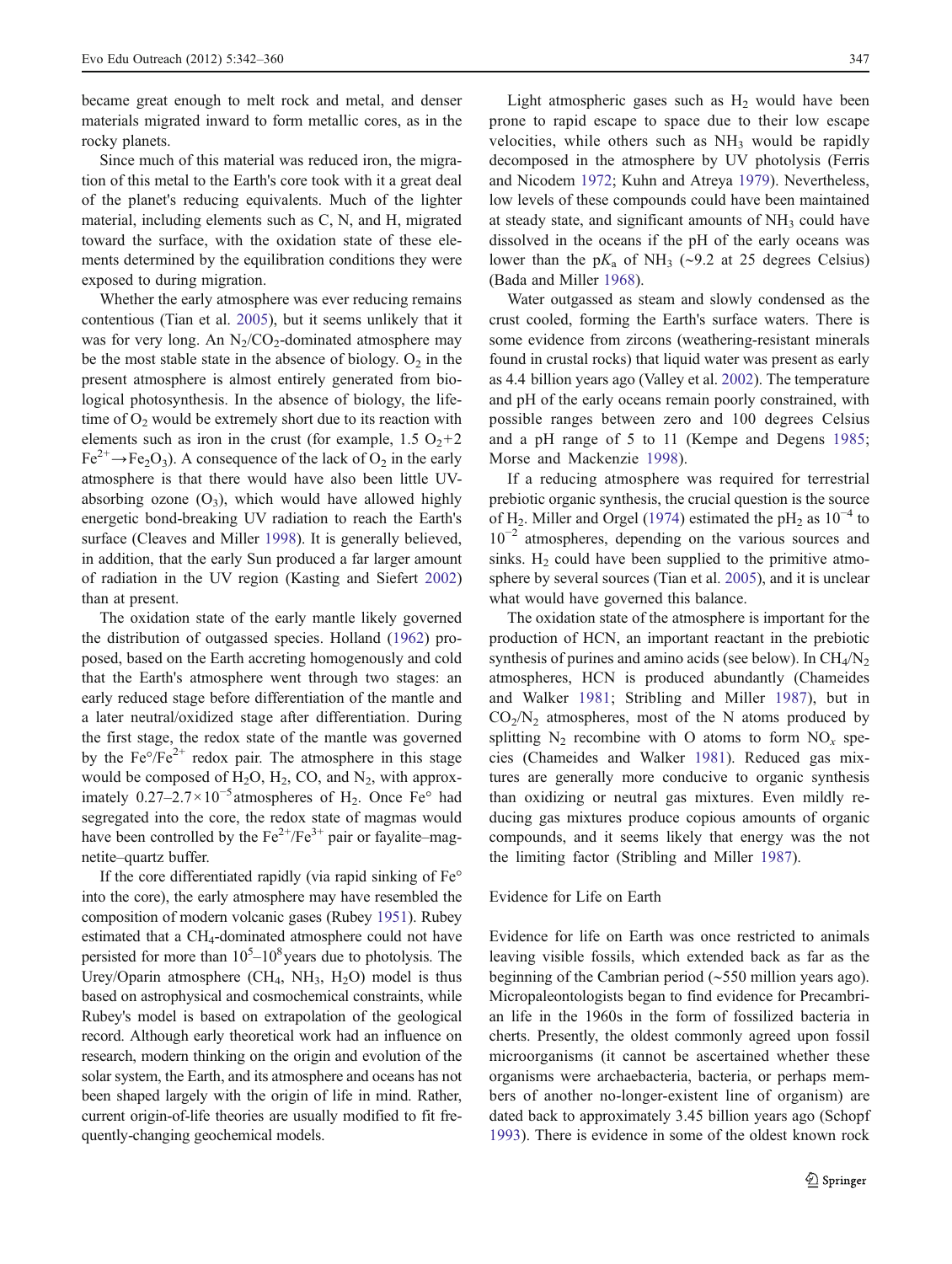became great enough to melt rock and metal, and denser materials migrated inward to form metallic cores, as in the rocky planets.

Since much of this material was reduced iron, the migration of this metal to the Earth's core took with it a great deal of the planet's reducing equivalents. Much of the lighter material, including elements such as C, N, and H, migrated toward the surface, with the oxidation state of these elements determined by the equilibration conditions they were exposed to during migration.

Whether the early atmosphere was ever reducing remains contentious (Tian et al. 2005), but it seems unlikely that it was for very long. An $N_2/CO_2$-dominated atmosphere may be the most stable state in the absence of biology. $O_2$ in the present atmosphere is almost entirely generated from biological photosynthesis. In the absence of biology, the lifetime of $O_2$ would be extremely short due to its reaction with elements such as iron in the crust (for example, $1.5\ O_2 + 2\ Fe^{2+} \rightarrow Fe_2O_3$). A consequence of the lack of $O_2$ in the early atmosphere is that there would have also been little UV-absorbing ozone ($O_3$), which would have allowed highly energetic bond-breaking UV radiation to reach the Earth's surface (Cleaves and Miller 1998). It is generally believed, in addition, that the early Sun produced a far larger amount of radiation in the UV region (Kasting and Siefert 2002) than at present.

The oxidation state of the early mantle likely governed the distribution of outgassed species. Holland (1962) proposed, based on the Earth accreting homogenously and cold that the Earth's atmosphere went through two stages: an early reduced stage before differentiation of the mantle and a later neutral/oxidized stage after differentiation. During the first stage, the redox state of the mantle was governed by the $Fe°/Fe^{2+}$ redox pair. The atmosphere in this stage would be composed of $H_2O$, $H_2$, CO, and $N_2$, with approximately $0.27\text{–}2.7\times10^{-5}$ atmospheres of $H_2$. Once Fe° had segregated into the core, the redox state of magmas would have been controlled by the $Fe^{2+}/Fe^{3+}$ pair or fayalite–magnetite–quartz buffer.

If the core differentiated rapidly (via rapid sinking of Fe° into the core), the early atmosphere may have resembled the composition of modern volcanic gases (Rubey 1951). Rubey estimated that a $CH_4$-dominated atmosphere could not have persisted for more than $10^5\text{–}10^8$ years due to photolysis. The Urey/Oparin atmosphere ($CH_4$, $NH_3$, $H_2O$) model is thus based on astrophysical and cosmochemical constraints, while Rubey's model is based on extrapolation of the geological record. Although early theoretical work had an influence on research, modern thinking on the origin and evolution of the solar system, the Earth, and its atmosphere and oceans has not been shaped largely with the origin of life in mind. Rather, current origin-of-life theories are usually modified to fit frequently-changing geochemical models.

Light atmospheric gases such as $H_2$ would have been prone to rapid escape to space due to their low escape velocities, while others such as $NH_3$ would be rapidly decomposed in the atmosphere by UV photolysis (Ferris and Nicodem 1972; Kuhn and Atreya 1979). Nevertheless, low levels of these compounds could have been maintained at steady state, and significant amounts of $NH_3$ could have dissolved in the oceans if the pH of the early oceans was lower than the p$K_a$ of $NH_3$ (~9.2 at 25 degrees Celsius) (Bada and Miller 1968).

Water outgassed as steam and slowly condensed as the crust cooled, forming the Earth's surface waters. There is some evidence from zircons (weathering-resistant minerals found in crustal rocks) that liquid water was present as early as 4.4 billion years ago (Valley et al. 2002). The temperature and pH of the early oceans remain poorly constrained, with possible ranges between zero and 100 degrees Celsius and a pH range of 5 to 11 (Kempe and Degens 1985; Morse and Mackenzie 1998).

If a reducing atmosphere was required for terrestrial prebiotic organic synthesis, the crucial question is the source of $H_2$. Miller and Orgel (1974) estimated the p$H_2$ as $10^{-4}$ to $10^{-2}$ atmospheres, depending on the various sources and sinks. $H_2$ could have been supplied to the primitive atmosphere by several sources (Tian et al. 2005), and it is unclear what would have governed this balance.

The oxidation state of the atmosphere is important for the production of HCN, an important reactant in the prebiotic synthesis of purines and amino acids (see below). In $CH_4/N_2$ atmospheres, HCN is produced abundantly (Chameides and Walker 1981; Stribling and Miller 1987), but in $CO_2/N_2$ atmospheres, most of the N atoms produced by splitting $N_2$ recombine with O atoms to form $NO_x$ species (Chameides and Walker 1981). Reduced gas mixtures are generally more conducive to organic synthesis than oxidizing or neutral gas mixtures. Even mildly reducing gas mixtures produce copious amounts of organic compounds, and it seems likely that energy was the not the limiting factor (Stribling and Miller 1987).

## Evidence for Life on Earth

Evidence for life on Earth was once restricted to animals leaving visible fossils, which extended back as far as the beginning of the Cambrian period (~550 million years ago). Micropaleontologists began to find evidence for Precambrian life in the 1960s in the form of fossilized bacteria in cherts. Presently, the oldest commonly agreed upon fossil microorganisms (it cannot be ascertained whether these organisms were archaebacteria, bacteria, or perhaps members of another no-longer-existent line of organism) are dated back to approximately 3.45 billion years ago (Schopf 1993). There is evidence in some of the oldest known rock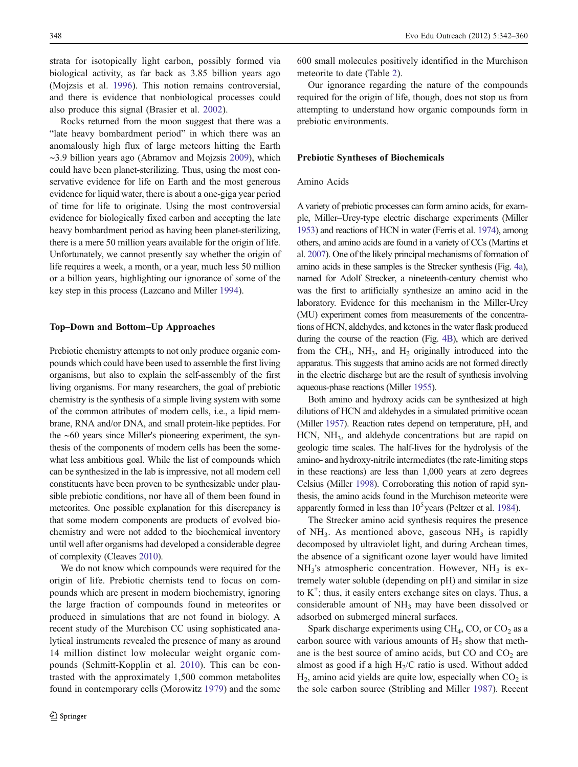strata for isotopically light carbon, possibly formed via biological activity, as far back as 3.85 billion years ago (Mojzsis et al. 1996). This notion remains controversial, and there is evidence that nonbiological processes could also produce this signal (Brasier et al. 2002).

Rocks returned from the moon suggest that there was a "late heavy bombardment period" in which there was an anomalously high flux of large meteors hitting the Earth ~3.9 billion years ago (Abramov and Mojzsis 2009), which could have been planet-sterilizing. Thus, using the most conservative evidence for life on Earth and the most generous evidence for liquid water, there is about a one-giga year period of time for life to originate. Using the most controversial evidence for biologically fixed carbon and accepting the late heavy bombardment period as having been planet-sterilizing, there is a mere 50 million years available for the origin of life. Unfortunately, we cannot presently say whether the origin of life requires a week, a month, or a year, much less 50 million or a billion years, highlighting our ignorance of some of the key step in this process (Lazcano and Miller 1994).

## Top–Down and Bottom–Up Approaches

Prebiotic chemistry attempts to not only produce organic compounds which could have been used to assemble the first living organisms, but also to explain the self-assembly of the first living organisms. For many researchers, the goal of prebiotic chemistry is the synthesis of a simple living system with some of the common attributes of modern cells, i.e., a lipid membrane, RNA and/or DNA, and small protein-like peptides. For the ~60 years since Miller's pioneering experiment, the synthesis of the components of modern cells has been the somewhat less ambitious goal. While the list of compounds which can be synthesized in the lab is impressive, not all modern cell constituents have been proven to be synthesizable under plausible prebiotic conditions, nor have all of them been found in meteorites. One possible explanation for this discrepancy is that some modern components are products of evolved biochemistry and were not added to the biochemical inventory until well after organisms had developed a considerable degree of complexity (Cleaves 2010).

We do not know which compounds were required for the origin of life. Prebiotic chemists tend to focus on compounds which are present in modern biochemistry, ignoring the large fraction of compounds found in meteorites or produced in simulations that are not found in biology. A recent study of the Murchison CC using sophisticated analytical instruments revealed the presence of many as around 14 million distinct low molecular weight organic compounds (Schmitt-Kopplin et al. 2010). This can be contrasted with the approximately 1,500 common metabolites found in contemporary cells (Morowitz 1979) and the some 600 small molecules positively identified in the Murchison meteorite to date (Table 2).

Our ignorance regarding the nature of the compounds required for the origin of life, though, does not stop us from attempting to understand how organic compounds form in prebiotic environments.

## Prebiotic Syntheses of Biochemicals

### Amino Acids

A variety of prebiotic processes can form amino acids, for example, Miller–Urey-type electric discharge experiments (Miller 1953) and reactions of HCN in water (Ferris et al. 1974), among others, and amino acids are found in a variety of CCs (Martins et al. 2007). One of the likely principal mechanisms of formation of amino acids in these samples is the Strecker synthesis (Fig. 4a), named for Adolf Strecker, a nineteenth-century chemist who was the first to artificially synthesize an amino acid in the laboratory. Evidence for this mechanism in the Miller-Urey (MU) experiment comes from measurements of the concentrations of HCN, aldehydes, and ketones in the water flask produced during the course of the reaction (Fig. 4B), which are derived from the $CH_4$, $NH_3$, and $H_2$ originally introduced into the apparatus. This suggests that amino acids are not formed directly in the electric discharge but are the result of synthesis involving aqueous-phase reactions (Miller 1955).

Both amino and hydroxy acids can be synthesized at high dilutions of HCN and aldehydes in a simulated primitive ocean (Miller 1957). Reaction rates depend on temperature, pH, and HCN, $NH_3$, and aldehyde concentrations but are rapid on geologic time scales. The half-lives for the hydrolysis of the amino- and hydroxy-nitrile intermediates (the rate-limiting steps in these reactions) are less than 1,000 years at zero degrees Celsius (Miller 1998). Corroborating this notion of rapid synthesis, the amino acids found in the Murchison meteorite were apparently formed in less than $10^5$ years (Peltzer et al. 1984).

The Strecker amino acid synthesis requires the presence of $NH_3$. As mentioned above, gaseous $NH_3$ is rapidly decomposed by ultraviolet light, and during Archean times, the absence of a significant ozone layer would have limited $NH_3$'s atmospheric concentration. However, $NH_3$ is extremely water soluble (depending on pH) and similar in size to $K^+$; thus, it easily enters exchange sites on clays. Thus, a considerable amount of $NH_3$ may have been dissolved or adsorbed on submerged mineral surfaces.

Spark discharge experiments using $CH_4$, CO, or $CO_2$ as a carbon source with various amounts of $H_2$ show that methane is the best source of amino acids, but CO and $CO_2$ are almost as good if a high $H_2$/C ratio is used. Without added $H_2$, amino acid yields are quite low, especially when $CO_2$ is the sole carbon source (Stribling and Miller 1987). Recent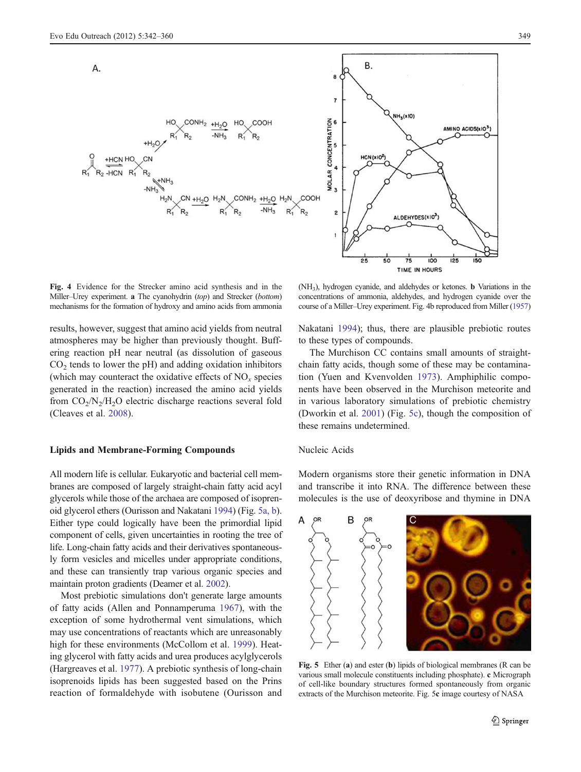Fig. 4 Evidence for the Strecker amino acid synthesis and in the Miller–Urey experiment. **a** The cyanohydrin (*top*) and Strecker (*bottom*) mechanisms for the formation of hydroxy and amino acids from ammonia ($NH_3$), hydrogen cyanide, and aldehydes or ketones. **b** Variations in the concentrations of ammonia, aldehydes, and hydrogen cyanide over the course of a Miller–Urey experiment. Fig. 4b reproduced from Miller (1957)

results, however, suggest that amino acid yields from neutral atmospheres may be higher than previously thought. Buffering reaction pH near neutral (as dissolution of gaseous $CO_2$ tends to lower the pH) and adding oxidation inhibitors (which may counteract the oxidative effects of $NO_x$ species generated in the reaction) increased the amino acid yields from $CO_2/N_2/H_2O$ electric discharge reactions several fold (Cleaves et al. 2008).

## Lipids and Membrane-Forming Compounds

All modern life is cellular. Eukaryotic and bacterial cell membranes are composed of largely straight-chain fatty acid acyl glycerols while those of the archaea are composed of isoprenoid glycerol ethers (Ourisson and Nakatani 1994) (Fig. 5a, b). Either type could logically have been the primordial lipid component of cells, given uncertainties in rooting the tree of life. Long-chain fatty acids and their derivatives spontaneously form vesicles and micelles under appropriate conditions, and these can transiently trap various organic species and maintain proton gradients (Deamer et al. 2002).

Most prebiotic simulations don't generate large amounts of fatty acids (Allen and Ponnamperuma 1967), with the exception of some hydrothermal vent simulations, which may use concentrations of reactants which are unreasonably high for these environments (McCollom et al. 1999). Heating glycerol with fatty acids and urea produces acylglycerols (Hargreaves et al. 1977). A prebiotic synthesis of long-chain isoprenoids lipids has been suggested based on the Prins reaction of formaldehyde with isobutene (Ourisson and Nakatani 1994); thus, there are plausible prebiotic routes to these types of compounds.

The Murchison CC contains small amounts of straight-chain fatty acids, though some of these may be contamination (Yuen and Kvenvolden 1973). Amphiphilic components have been observed in the Murchison meteorite and in various laboratory simulations of prebiotic chemistry (Dworkin et al. 2001) (Fig. 5c), though the composition of these remains undetermined.

## Nucleic Acids

Modern organisms store their genetic information in DNA and transcribe it into RNA. The difference between these molecules is the use of deoxyribose and thymine in DNA

Fig. 5 Ether (**a**) and ester (**b**) lipids of biological membranes (R can be various small molecule constituents including phosphate). **c** Micrograph of cell-like boundary structures formed spontaneously from organic extracts of the Murchison meteorite. Fig. 5**c** image courtesy of NASA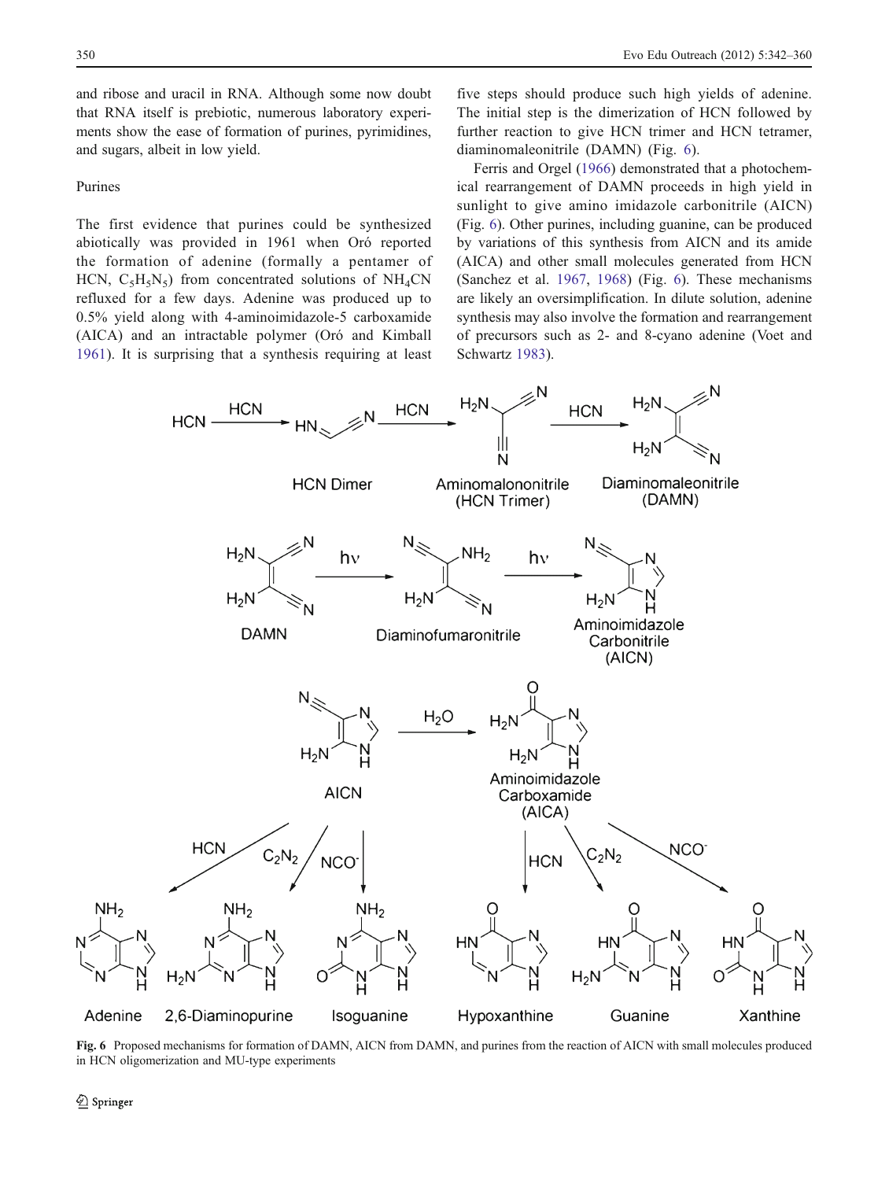and ribose and uracil in RNA. Although some now doubt that RNA itself is prebiotic, numerous laboratory experiments show the ease of formation of purines, pyrimidines, and sugars, albeit in low yield.

### Purines

The first evidence that purines could be synthesized abiotically was provided in 1961 when Oró reported the formation of adenine (formally a pentamer of HCN, $C_5H_5N_5$) from concentrated solutions of $NH_4CN$ refluxed for a few days. Adenine was produced up to 0.5% yield along with 4-aminoimidazole-5 carboxamide (AICA) and an intractable polymer (Oró and Kimball 1961). It is surprising that a synthesis requiring at least five steps should produce such high yields of adenine. The initial step is the dimerization of HCN followed by further reaction to give HCN trimer and HCN tetramer, diaminomaleonitrile (DAMN) (Fig. 6).

Ferris and Orgel (1966) demonstrated that a photochemical rearrangement of DAMN proceeds in high yield in sunlight to give amino imidazole carbonitrile (AICN) (Fig. 6). Other purines, including guanine, can be produced by variations of this synthesis from AICN and its amide (AICA) and other small molecules generated from HCN (Sanchez et al. 1967, 1968) (Fig. 6). These mechanisms are likely an oversimplification. In dilute solution, adenine synthesis may also involve the formation and rearrangement of precursors such as 2- and 8-cyano adenine (Voet and Schwartz 1983).

**Fig. 6** Proposed mechanisms for formation of DAMN, AICN from DAMN, and purines from the reaction of AICN with small molecules produced in HCN oligomerization and MU-type experiments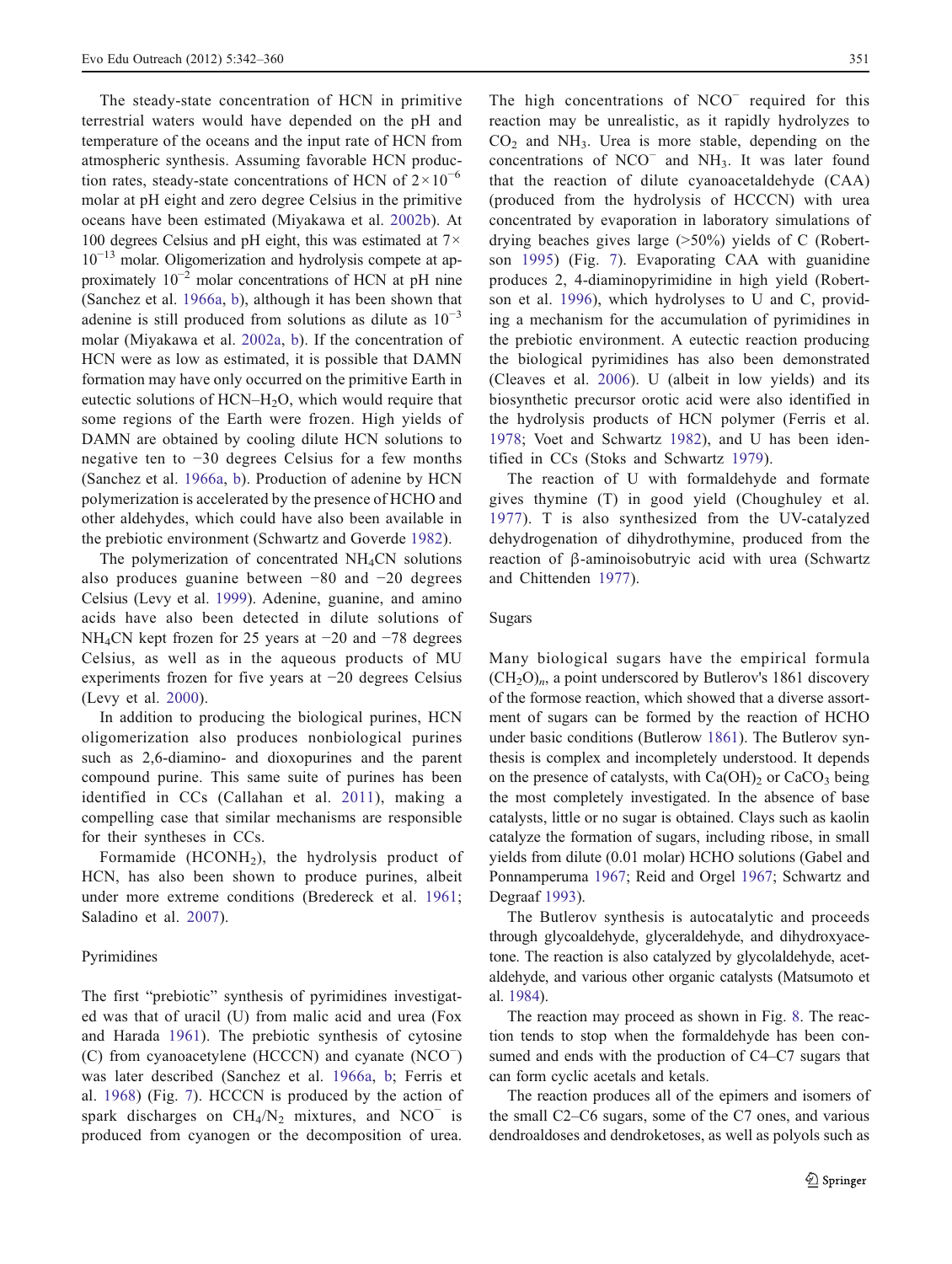The steady-state concentration of HCN in primitive terrestrial waters would have depended on the pH and temperature of the oceans and the input rate of HCN from atmospheric synthesis. Assuming favorable HCN production rates, steady-state concentrations of HCN of $2 \times 10^{-6}$ molar at pH eight and zero degree Celsius in the primitive oceans have been estimated (Miyakawa et al. 2002b). At 100 degrees Celsius and pH eight, this was estimated at $7 \times 10^{-13}$ molar. Oligomerization and hydrolysis compete at approximately $10^{-2}$ molar concentrations of HCN at pH nine (Sanchez et al. 1966a, b), although it has been shown that adenine is still produced from solutions as dilute as $10^{-3}$ molar (Miyakawa et al. 2002a, b). If the concentration of HCN were as low as estimated, it is possible that DAMN formation may have only occurred on the primitive Earth in eutectic solutions of HCN–$H_2O$, which would require that some regions of the Earth were frozen. High yields of DAMN are obtained by cooling dilute HCN solutions to negative ten to −30 degrees Celsius for a few months (Sanchez et al. 1966a, b). Production of adenine by HCN polymerization is accelerated by the presence of HCHO and other aldehydes, which could have also been available in the prebiotic environment (Schwartz and Goverde 1982).

The polymerization of concentrated $NH_4CN$ solutions also produces guanine between −80 and −20 degrees Celsius (Levy et al. 1999). Adenine, guanine, and amino acids have also been detected in dilute solutions of $NH_4CN$ kept frozen for 25 years at −20 and −78 degrees Celsius, as well as in the aqueous products of MU experiments frozen for five years at −20 degrees Celsius (Levy et al. 2000).

In addition to producing the biological purines, HCN oligomerization also produces nonbiological purines such as 2,6-diamino- and dioxopurines and the parent compound purine. This same suite of purines has been identified in CCs (Callahan et al. 2011), making a compelling case that similar mechanisms are responsible for their syntheses in CCs.

Formamide ($HCONH_2$), the hydrolysis product of HCN, has also been shown to produce purines, albeit under more extreme conditions (Bredereck et al. 1961; Saladino et al. 2007).

## Pyrimidines

The first "prebiotic" synthesis of pyrimidines investigated was that of uracil (U) from malic acid and urea (Fox and Harada 1961). The prebiotic synthesis of cytosine (C) from cyanoacetylene (HCCCN) and cyanate ($NCO^-$) was later described (Sanchez et al. 1966a, b; Ferris et al. 1968) (Fig. 7). HCCCN is produced by the action of spark discharges on $CH_4/N_2$ mixtures, and $NCO^-$ is produced from cyanogen or the decomposition of urea. The high concentrations of $NCO^-$ required for this reaction may be unrealistic, as it rapidly hydrolyzes to $CO_2$ and $NH_3$. Urea is more stable, depending on the concentrations of $NCO^-$ and $NH_3$. It was later found that the reaction of dilute cyanoacetaldehyde (CAA) (produced from the hydrolysis of HCCCN) with urea concentrated by evaporation in laboratory simulations of drying beaches gives large (>50%) yields of C (Robertson 1995) (Fig. 7). Evaporating CAA with guanidine produces 2, 4-diaminopyrimidine in high yield (Robertson et al. 1996), which hydrolyses to U and C, providing a mechanism for the accumulation of pyrimidines in the prebiotic environment. A eutectic reaction producing the biological pyrimidines has also been demonstrated (Cleaves et al. 2006). U (albeit in low yields) and its biosynthetic precursor orotic acid were also identified in the hydrolysis products of HCN polymer (Ferris et al. 1978; Voet and Schwartz 1982), and U has been identified in CCs (Stoks and Schwartz 1979).

The reaction of U with formaldehyde and formate gives thymine (T) in good yield (Choughuley et al. 1977). T is also synthesized from the UV-catalyzed dehydrogenation of dihydrothymine, produced from the reaction of β-aminoisobutryic acid with urea (Schwartz and Chittenden 1977).

## Sugars

Many biological sugars have the empirical formula $(CH_2O)_n$, a point underscored by Butlerov's 1861 discovery of the formose reaction, which showed that a diverse assortment of sugars can be formed by the reaction of HCHO under basic conditions (Butlerow 1861). The Butlerov synthesis is complex and incompletely understood. It depends on the presence of catalysts, with $Ca(OH)_2$ or $CaCO_3$ being the most completely investigated. In the absence of base catalysts, little or no sugar is obtained. Clays such as kaolin catalyze the formation of sugars, including ribose, in small yields from dilute (0.01 molar) HCHO solutions (Gabel and Ponnamperuma 1967; Reid and Orgel 1967; Schwartz and Degraaf 1993).

The Butlerov synthesis is autocatalytic and proceeds through glycoaldehyde, glyceraldehyde, and dihydroxyacetone. The reaction is also catalyzed by glycolaldehyde, acetaldehyde, and various other organic catalysts (Matsumoto et al. 1984).

The reaction may proceed as shown in Fig. 8. The reaction tends to stop when the formaldehyde has been consumed and ends with the production of C4–C7 sugars that can form cyclic acetals and ketals.

The reaction produces all of the epimers and isomers of the small C2–C6 sugars, some of the C7 ones, and various dendroaldoses and dendroketoses, as well as polyols such as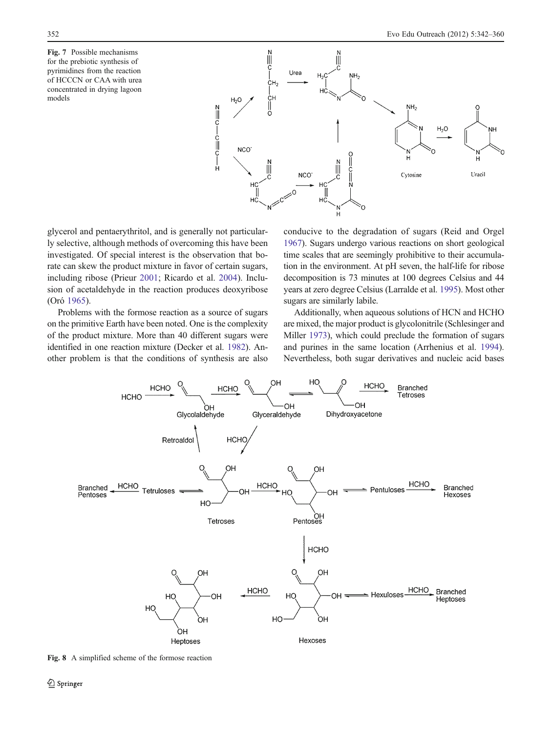**Fig. 7** Possible mechanisms for the prebiotic synthesis of pyrimidines from the reaction of HCCCN or CAA with urea concentrated in drying lagoon models

glycerol and pentaerythritol, and is generally not particularly selective, although methods of overcoming this have been investigated. Of special interest is the observation that borate can skew the product mixture in favor of certain sugars, including ribose (Prieur 2001; Ricardo et al. 2004). Inclusion of acetaldehyde in the reaction produces deoxyribose (Oró 1965).

Problems with the formose reaction as a source of sugars on the primitive Earth have been noted. One is the complexity of the product mixture. More than 40 different sugars were identified in one reaction mixture (Decker et al. 1982). Another problem is that the conditions of synthesis are also conducive to the degradation of sugars (Reid and Orgel 1967). Sugars undergo various reactions on short geological time scales that are seemingly prohibitive to their accumulation in the environment. At pH seven, the half-life for ribose decomposition is 73 minutes at 100 degrees Celsius and 44 years at zero degree Celsius (Larralde et al. 1995). Most other sugars are similarly labile.

Additionally, when aqueous solutions of HCN and HCHO are mixed, the major product is glycolonitrile (Schlesinger and Miller 1973), which could preclude the formation of sugars and purines in the same location (Arrhenius et al. 1994). Nevertheless, both sugar derivatives and nucleic acid bases

**Fig. 8** A simplified scheme of the formose reaction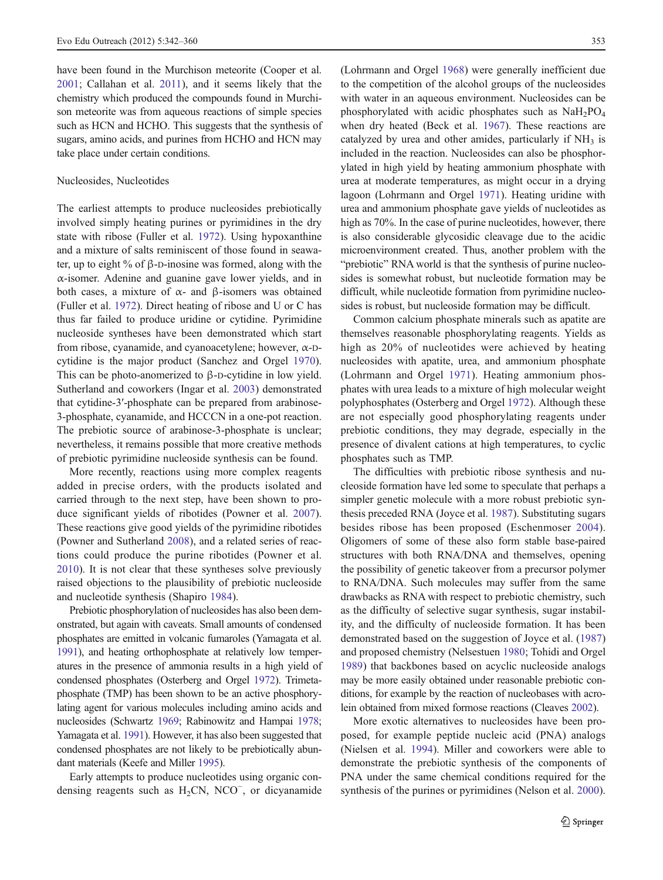have been found in the Murchison meteorite (Cooper et al. 2001; Callahan et al. 2011), and it seems likely that the chemistry which produced the compounds found in Murchison meteorite was from aqueous reactions of simple species such as HCN and HCHO. This suggests that the synthesis of sugars, amino acids, and purines from HCHO and HCN may take place under certain conditions.

## Nucleosides, Nucleotides

The earliest attempts to produce nucleosides prebiotically involved simply heating purines or pyrimidines in the dry state with ribose (Fuller et al. 1972). Using hypoxanthine and a mixture of salts reminiscent of those found in seawater, up to eight % of β-D-inosine was formed, along with the α-isomer. Adenine and guanine gave lower yields, and in both cases, a mixture of α- and β-isomers was obtained (Fuller et al. 1972). Direct heating of ribose and U or C has thus far failed to produce uridine or cytidine. Pyrimidine nucleoside syntheses have been demonstrated which start from ribose, cyanamide, and cyanoacetylene; however, α-D-cytidine is the major product (Sanchez and Orgel 1970). This can be photo-anomerized to β-D-cytidine in low yield. Sutherland and coworkers (Ingar et al. 2003) demonstrated that cytidine-3′-phosphate can be prepared from arabinose-3-phosphate, cyanamide, and HCCCN in a one-pot reaction. The prebiotic source of arabinose-3-phosphate is unclear; nevertheless, it remains possible that more creative methods of prebiotic pyrimidine nucleoside synthesis can be found.

More recently, reactions using more complex reagents added in precise orders, with the products isolated and carried through to the next step, have been shown to produce significant yields of ribotides (Powner et al. 2007). These reactions give good yields of the pyrimidine ribotides (Powner and Sutherland 2008), and a related series of reactions could produce the purine ribotides (Powner et al. 2010). It is not clear that these syntheses solve previously raised objections to the plausibility of prebiotic nucleoside and nucleotide synthesis (Shapiro 1984).

Prebiotic phosphorylation of nucleosides has also been demonstrated, but again with caveats. Small amounts of condensed phosphates are emitted in volcanic fumaroles (Yamagata et al. 1991), and heating orthophosphate at relatively low temperatures in the presence of ammonia results in a high yield of condensed phosphates (Osterberg and Orgel 1972). Trimetaphosphate (TMP) has been shown to be an active phosphorylating agent for various molecules including amino acids and nucleosides (Schwartz 1969; Rabinowitz and Hampai 1978; Yamagata et al. 1991). However, it has also been suggested that condensed phosphates are not likely to be prebiotically abundant materials (Keefe and Miller 1995).

Early attempts to produce nucleotides using organic condensing reagents such as $H_2CN$, $NCO^-$, or dicyanamide (Lohrmann and Orgel 1968) were generally inefficient due to the competition of the alcohol groups of the nucleosides with water in an aqueous environment. Nucleosides can be phosphorylated with acidic phosphates such as $NaH_2PO_4$ when dry heated (Beck et al. 1967). These reactions are catalyzed by urea and other amides, particularly if $NH_3$ is included in the reaction. Nucleosides can also be phosphorylated in high yield by heating ammonium phosphate with urea at moderate temperatures, as might occur in a drying lagoon (Lohrmann and Orgel 1971). Heating uridine with urea and ammonium phosphate gave yields of nucleotides as high as 70%. In the case of purine nucleotides, however, there is also considerable glycosidic cleavage due to the acidic microenvironment created. Thus, another problem with the "prebiotic" RNA world is that the synthesis of purine nucleosides is somewhat robust, but nucleotide formation may be difficult, while nucleotide formation from pyrimidine nucleosides is robust, but nucleoside formation may be difficult.

Common calcium phosphate minerals such as apatite are themselves reasonable phosphorylating reagents. Yields as high as 20% of nucleotides were achieved by heating nucleosides with apatite, urea, and ammonium phosphate (Lohrmann and Orgel 1971). Heating ammonium phosphates with urea leads to a mixture of high molecular weight polyphosphates (Osterberg and Orgel 1972). Although these are not especially good phosphorylating reagents under prebiotic conditions, they may degrade, especially in the presence of divalent cations at high temperatures, to cyclic phosphates such as TMP.

The difficulties with prebiotic ribose synthesis and nucleoside formation have led some to speculate that perhaps a simpler genetic molecule with a more robust prebiotic synthesis preceded RNA (Joyce et al. 1987). Substituting sugars besides ribose has been proposed (Eschenmoser 2004). Oligomers of some of these also form stable base-paired structures with both RNA/DNA and themselves, opening the possibility of genetic takeover from a precursor polymer to RNA/DNA. Such molecules may suffer from the same drawbacks as RNA with respect to prebiotic chemistry, such as the difficulty of selective sugar synthesis, sugar instability, and the difficulty of nucleoside formation. It has been demonstrated based on the suggestion of Joyce et al. (1987) and proposed chemistry (Nelsestuen 1980; Tohidi and Orgel 1989) that backbones based on acyclic nucleoside analogs may be more easily obtained under reasonable prebiotic conditions, for example by the reaction of nucleobases with acrolein obtained from mixed formose reactions (Cleaves 2002).

More exotic alternatives to nucleosides have been proposed, for example peptide nucleic acid (PNA) analogs (Nielsen et al. 1994). Miller and coworkers were able to demonstrate the prebiotic synthesis of the components of PNA under the same chemical conditions required for the synthesis of the purines or pyrimidines (Nelson et al. 2000).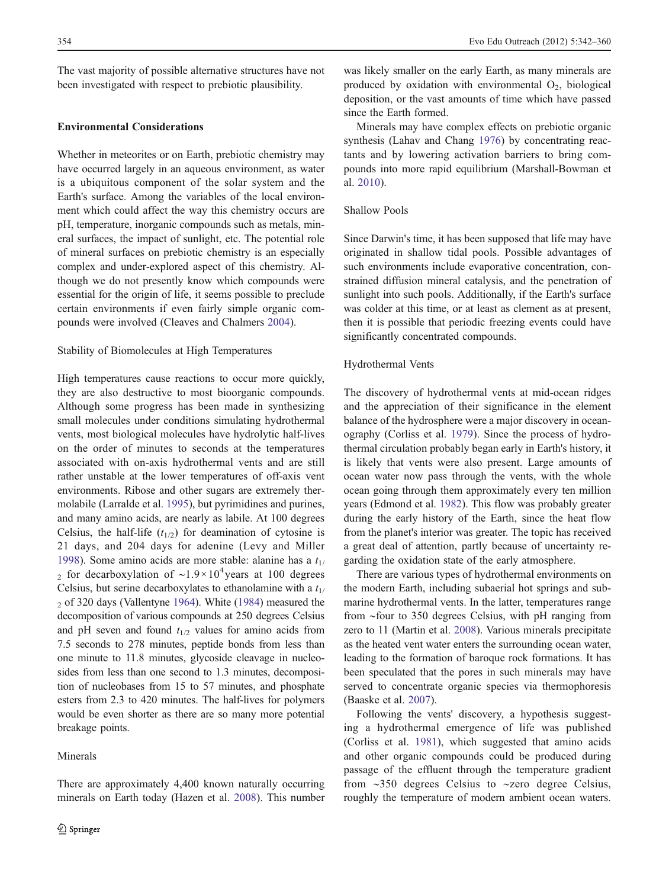The vast majority of possible alternative structures have not been investigated with respect to prebiotic plausibility.

## Environmental Considerations

Whether in meteorites or on Earth, prebiotic chemistry may have occurred largely in an aqueous environment, as water is a ubiquitous component of the solar system and the Earth's surface. Among the variables of the local environment which could affect the way this chemistry occurs are pH, temperature, inorganic compounds such as metals, mineral surfaces, the impact of sunlight, etc. The potential role of mineral surfaces on prebiotic chemistry is an especially complex and under-explored aspect of this chemistry. Although we do not presently know which compounds were essential for the origin of life, it seems possible to preclude certain environments if even fairly simple organic compounds were involved (Cleaves and Chalmers 2004).

### Stability of Biomolecules at High Temperatures

High temperatures cause reactions to occur more quickly, they are also destructive to most bioorganic compounds. Although some progress has been made in synthesizing small molecules under conditions simulating hydrothermal vents, most biological molecules have hydrolytic half-lives on the order of minutes to seconds at the temperatures associated with on-axis hydrothermal vents and are still rather unstable at the lower temperatures of off-axis vent environments. Ribose and other sugars are extremely thermolabile (Larralde et al. 1995), but pyrimidines and purines, and many amino acids, are nearly as labile. At 100 degrees Celsius, the half-life ($t_{1/2}$) for deamination of cytosine is 21 days, and 204 days for adenine (Levy and Miller 1998). Some amino acids are more stable: alanine has a $t_{1/2}$ for decarboxylation of ~$1.9\times10^{4}$years at 100 degrees Celsius, but serine decarboxylates to ethanolamine with a $t_{1/2}$ of 320 days (Vallentyne 1964). White (1984) measured the decomposition of various compounds at 250 degrees Celsius and pH seven and found $t_{1/2}$ values for amino acids from 7.5 seconds to 278 minutes, peptide bonds from less than one minute to 11.8 minutes, glycoside cleavage in nucleosides from less than one second to 1.3 minutes, decomposition of nucleobases from 15 to 57 minutes, and phosphate esters from 2.3 to 420 minutes. The half-lives for polymers would be even shorter as there are so many more potential breakage points.

### Minerals

There are approximately 4,400 known naturally occurring minerals on Earth today (Hazen et al. 2008). This number was likely smaller on the early Earth, as many minerals are produced by oxidation with environmental $O_2$, biological deposition, or the vast amounts of time which have passed since the Earth formed.

Minerals may have complex effects on prebiotic organic synthesis (Lahav and Chang 1976) by concentrating reactants and by lowering activation barriers to bring compounds into more rapid equilibrium (Marshall-Bowman et al. 2010).

### Shallow Pools

Since Darwin's time, it has been supposed that life may have originated in shallow tidal pools. Possible advantages of such environments include evaporative concentration, constrained diffusion mineral catalysis, and the penetration of sunlight into such pools. Additionally, if the Earth's surface was colder at this time, or at least as clement as at present, then it is possible that periodic freezing events could have significantly concentrated compounds.

### Hydrothermal Vents

The discovery of hydrothermal vents at mid-ocean ridges and the appreciation of their significance in the element balance of the hydrosphere were a major discovery in oceanography (Corliss et al. 1979). Since the process of hydrothermal circulation probably began early in Earth's history, it is likely that vents were also present. Large amounts of ocean water now pass through the vents, with the whole ocean going through them approximately every ten million years (Edmond et al. 1982). This flow was probably greater during the early history of the Earth, since the heat flow from the planet's interior was greater. The topic has received a great deal of attention, partly because of uncertainty regarding the oxidation state of the early atmosphere.

There are various types of hydrothermal environments on the modern Earth, including subaerial hot springs and submarine hydrothermal vents. In the latter, temperatures range from ~four to 350 degrees Celsius, with pH ranging from zero to 11 (Martin et al. 2008). Various minerals precipitate as the heated vent water enters the surrounding ocean water, leading to the formation of baroque rock formations. It has been speculated that the pores in such minerals may have served to concentrate organic species via thermophoresis (Baaske et al. 2007).

Following the vents' discovery, a hypothesis suggesting a hydrothermal emergence of life was published (Corliss et al. 1981), which suggested that amino acids and other organic compounds could be produced during passage of the effluent through the temperature gradient from ~350 degrees Celsius to ~zero degree Celsius, roughly the temperature of modern ambient ocean waters.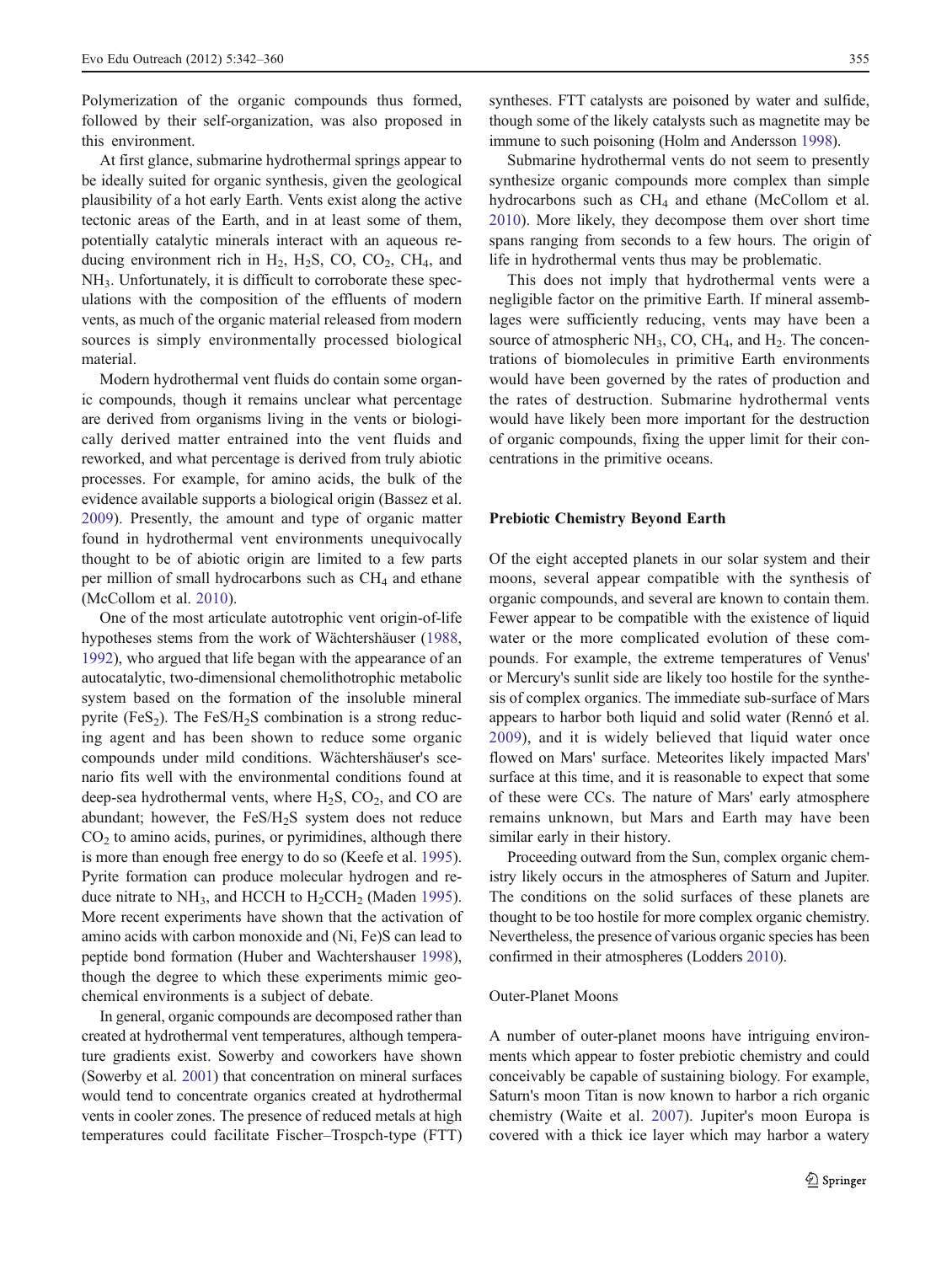Polymerization of the organic compounds thus formed, followed by their self-organization, was also proposed in this environment.

At first glance, submarine hydrothermal springs appear to be ideally suited for organic synthesis, given the geological plausibility of a hot early Earth. Vents exist along the active tectonic areas of the Earth, and in at least some of them, potentially catalytic minerals interact with an aqueous reducing environment rich in $H_2$, $H_2S$, CO, $CO_2$, $CH_4$, and $NH_3$. Unfortunately, it is difficult to corroborate these speculations with the composition of the effluents of modern vents, as much of the organic material released from modern sources is simply environmentally processed biological material.

Modern hydrothermal vent fluids do contain some organic compounds, though it remains unclear what percentage are derived from organisms living in the vents or biologically derived matter entrained into the vent fluids and reworked, and what percentage is derived from truly abiotic processes. For example, for amino acids, the bulk of the evidence available supports a biological origin (Bassez et al. 2009). Presently, the amount and type of organic matter found in hydrothermal vent environments unequivocally thought to be of abiotic origin are limited to a few parts per million of small hydrocarbons such as $CH_4$ and ethane (McCollom et al. 2010).

One of the most articulate autotrophic vent origin-of-life hypotheses stems from the work of Wächtershäuser (1988, 1992), who argued that life began with the appearance of an autocatalytic, two-dimensional chemolithotrophic metabolic system based on the formation of the insoluble mineral pyrite ($FeS_2$). The $FeS/H_2S$ combination is a strong reducing agent and has been shown to reduce some organic compounds under mild conditions. Wächtershäuser's scenario fits well with the environmental conditions found at deep-sea hydrothermal vents, where $H_2S$, $CO_2$, and CO are abundant; however, the $FeS/H_2S$ system does not reduce $CO_2$ to amino acids, purines, or pyrimidines, although there is more than enough free energy to do so (Keefe et al. 1995). Pyrite formation can produce molecular hydrogen and reduce nitrate to $NH_3$, and HCCH to $H_2CCH_2$ (Maden 1995). More recent experiments have shown that the activation of amino acids with carbon monoxide and (Ni, Fe)S can lead to peptide bond formation (Huber and Wachtershauser 1998), though the degree to which these experiments mimic geochemical environments is a subject of debate.

In general, organic compounds are decomposed rather than created at hydrothermal vent temperatures, although temperature gradients exist. Sowerby and coworkers have shown (Sowerby et al. 2001) that concentration on mineral surfaces would tend to concentrate organics created at hydrothermal vents in cooler zones. The presence of reduced metals at high temperatures could facilitate Fischer–Trospch-type (FTT) syntheses. FTT catalysts are poisoned by water and sulfide, though some of the likely catalysts such as magnetite may be immune to such poisoning (Holm and Andersson 1998).

Submarine hydrothermal vents do not seem to presently synthesize organic compounds more complex than simple hydrocarbons such as $CH_4$ and ethane (McCollom et al. 2010). More likely, they decompose them over short time spans ranging from seconds to a few hours. The origin of life in hydrothermal vents thus may be problematic.

This does not imply that hydrothermal vents were a negligible factor on the primitive Earth. If mineral assemblages were sufficiently reducing, vents may have been a source of atmospheric $NH_3$, CO, $CH_4$, and $H_2$. The concentrations of biomolecules in primitive Earth environments would have been governed by the rates of production and the rates of destruction. Submarine hydrothermal vents would have likely been more important for the destruction of organic compounds, fixing the upper limit for their concentrations in the primitive oceans.

## Prebiotic Chemistry Beyond Earth

Of the eight accepted planets in our solar system and their moons, several appear compatible with the synthesis of organic compounds, and several are known to contain them. Fewer appear to be compatible with the existence of liquid water or the more complicated evolution of these compounds. For example, the extreme temperatures of Venus' or Mercury's sunlit side are likely too hostile for the synthesis of complex organics. The immediate sub-surface of Mars appears to harbor both liquid and solid water (Rennó et al. 2009), and it is widely believed that liquid water once flowed on Mars' surface. Meteorites likely impacted Mars' surface at this time, and it is reasonable to expect that some of these were CCs. The nature of Mars' early atmosphere remains unknown, but Mars and Earth may have been similar early in their history.

Proceeding outward from the Sun, complex organic chemistry likely occurs in the atmospheres of Saturn and Jupiter. The conditions on the solid surfaces of these planets are thought to be too hostile for more complex organic chemistry. Nevertheless, the presence of various organic species has been confirmed in their atmospheres (Lodders 2010).

### Outer-Planet Moons

A number of outer-planet moons have intriguing environments which appear to foster prebiotic chemistry and could conceivably be capable of sustaining biology. For example, Saturn's moon Titan is now known to harbor a rich organic chemistry (Waite et al. 2007). Jupiter's moon Europa is covered with a thick ice layer which may harbor a watery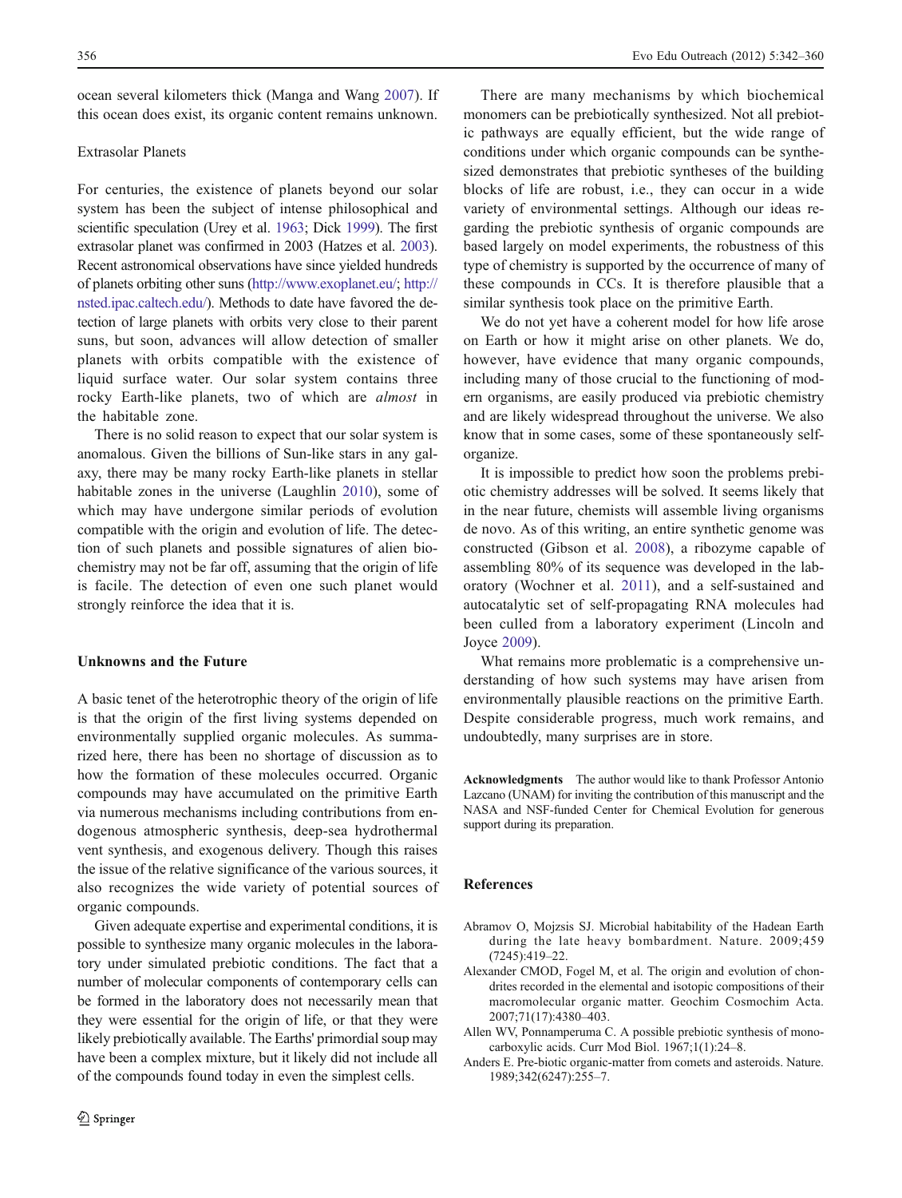ocean several kilometers thick (Manga and Wang 2007). If this ocean does exist, its organic content remains unknown.

### Extrasolar Planets

For centuries, the existence of planets beyond our solar system has been the subject of intense philosophical and scientific speculation (Urey et al. 1963; Dick 1999). The first extrasolar planet was confirmed in 2003 (Hatzes et al. 2003). Recent astronomical observations have since yielded hundreds of planets orbiting other suns (http://www.exoplanet.eu/; http://nsted.ipac.caltech.edu/). Methods to date have favored the detection of large planets with orbits very close to their parent suns, but soon, advances will allow detection of smaller planets with orbits compatible with the existence of liquid surface water. Our solar system contains three rocky Earth-like planets, two of which are *almost* in the habitable zone.

There is no solid reason to expect that our solar system is anomalous. Given the billions of Sun-like stars in any galaxy, there may be many rocky Earth-like planets in stellar habitable zones in the universe (Laughlin 2010), some of which may have undergone similar periods of evolution compatible with the origin and evolution of life. The detection of such planets and possible signatures of alien biochemistry may not be far off, assuming that the origin of life is facile. The detection of even one such planet would strongly reinforce the idea that it is.

## Unknowns and the Future

A basic tenet of the heterotrophic theory of the origin of life is that the origin of the first living systems depended on environmentally supplied organic molecules. As summarized here, there has been no shortage of discussion as to how the formation of these molecules occurred. Organic compounds may have accumulated on the primitive Earth via numerous mechanisms including contributions from endogenous atmospheric synthesis, deep-sea hydrothermal vent synthesis, and exogenous delivery. Though this raises the issue of the relative significance of the various sources, it also recognizes the wide variety of potential sources of organic compounds.

Given adequate expertise and experimental conditions, it is possible to synthesize many organic molecules in the laboratory under simulated prebiotic conditions. The fact that a number of molecular components of contemporary cells can be formed in the laboratory does not necessarily mean that they were essential for the origin of life, or that they were likely prebiotically available. The Earths' primordial soup may have been a complex mixture, but it likely did not include all of the compounds found today in even the simplest cells.

There are many mechanisms by which biochemical monomers can be prebiotically synthesized. Not all prebiotic pathways are equally efficient, but the wide range of conditions under which organic compounds can be synthesized demonstrates that prebiotic syntheses of the building blocks of life are robust, i.e., they can occur in a wide variety of environmental settings. Although our ideas regarding the prebiotic synthesis of organic compounds are based largely on model experiments, the robustness of this type of chemistry is supported by the occurrence of many of these compounds in CCs. It is therefore plausible that a similar synthesis took place on the primitive Earth.

We do not yet have a coherent model for how life arose on Earth or how it might arise on other planets. We do, however, have evidence that many organic compounds, including many of those crucial to the functioning of modern organisms, are easily produced via prebiotic chemistry and are likely widespread throughout the universe. We also know that in some cases, some of these spontaneously self-organize.

It is impossible to predict how soon the problems prebiotic chemistry addresses will be solved. It seems likely that in the near future, chemists will assemble living organisms de novo. As of this writing, an entire synthetic genome was constructed (Gibson et al. 2008), a ribozyme capable of assembling 80% of its sequence was developed in the laboratory (Wochner et al. 2011), and a self-sustained and autocatalytic set of self-propagating RNA molecules had been culled from a laboratory experiment (Lincoln and Joyce 2009).

What remains more problematic is a comprehensive understanding of how such systems may have arisen from environmentally plausible reactions on the primitive Earth. Despite considerable progress, much work remains, and undoubtedly, many surprises are in store.

**Acknowledgments** The author would like to thank Professor Antonio Lazcano (UNAM) for inviting the contribution of this manuscript and the NASA and NSF-funded Center for Chemical Evolution for generous support during its preparation.

## References

Abramov O, Mojzsis SJ. Microbial habitability of the Hadean Earth during the late heavy bombardment. Nature. 2009;459(7245):419–22.

Alexander CMOD, Fogel M, et al. The origin and evolution of chondrites recorded in the elemental and isotopic compositions of their macromolecular organic matter. Geochim Cosmochim Acta. 2007;71(17):4380–403.

Allen WV, Ponnamperuma C. A possible prebiotic synthesis of monocarboxylic acids. Curr Mod Biol. 1967;1(1):24–8.

Anders E. Pre-biotic organic-matter from comets and asteroids. Nature. 1989;342(6247):255–7.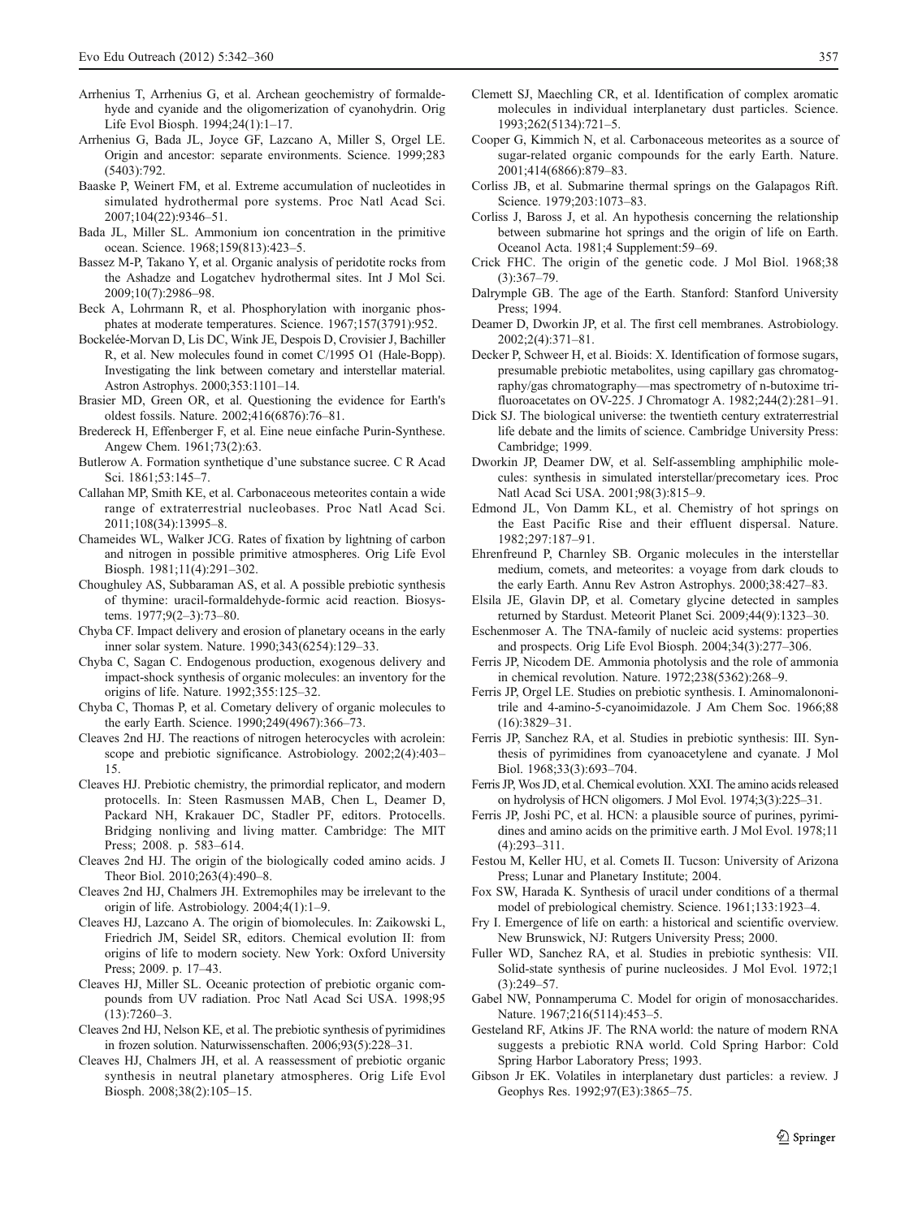Arrhenius T, Arrhenius G, et al. Archean geochemistry of formaldehyde and cyanide and the oligomerization of cyanohydrin. Orig Life Evol Biosph. 1994;24(1):1–17.

Arrhenius G, Bada JL, Joyce GF, Lazcano A, Miller S, Orgel LE. Origin and ancestor: separate environments. Science. 1999;283 (5403):792.

Baaske P, Weinert FM, et al. Extreme accumulation of nucleotides in simulated hydrothermal pore systems. Proc Natl Acad Sci. 2007;104(22):9346–51.

Bada JL, Miller SL. Ammonium ion concentration in the primitive ocean. Science. 1968;159(813):423–5.

Bassez M-P, Takano Y, et al. Organic analysis of peridotite rocks from the Ashadze and Logatchev hydrothermal sites. Int J Mol Sci. 2009;10(7):2986–98.

Beck A, Lohrmann R, et al. Phosphorylation with inorganic phosphates at moderate temperatures. Science. 1967;157(3791):952.

Bockelée-Morvan D, Lis DC, Wink JE, Despois D, Crovisier J, Bachiller R, et al. New molecules found in comet C/1995 O1 (Hale-Bopp). Investigating the link between cometary and interstellar material. Astron Astrophys. 2000;353:1101–14.

Brasier MD, Green OR, et al. Questioning the evidence for Earth's oldest fossils. Nature. 2002;416(6876):76–81.

Bredereck H, Effenberger F, et al. Eine neue einfache Purin-Synthese. Angew Chem. 1961;73(2):63.

Butlerow A. Formation synthetique d'une substance sucree. C R Acad Sci. 1861;53:145–7.

Callahan MP, Smith KE, et al. Carbonaceous meteorites contain a wide range of extraterrestrial nucleobases. Proc Natl Acad Sci. 2011;108(34):13995–8.

Chameides WL, Walker JCG. Rates of fixation by lightning of carbon and nitrogen in possible primitive atmospheres. Orig Life Evol Biosph. 1981;11(4):291–302.

Choughuley AS, Subbaraman AS, et al. A possible prebiotic synthesis of thymine: uracil-formaldehyde-formic acid reaction. Biosystems. 1977;9(2–3):73–80.

Chyba CF. Impact delivery and erosion of planetary oceans in the early inner solar system. Nature. 1990;343(6254):129–33.

Chyba C, Sagan C. Endogenous production, exogenous delivery and impact-shock synthesis of organic molecules: an inventory for the origins of life. Nature. 1992;355:125–32.

Chyba C, Thomas P, et al. Cometary delivery of organic molecules to the early Earth. Science. 1990;249(4967):366–73.

Cleaves 2nd HJ. The reactions of nitrogen heterocycles with acrolein: scope and prebiotic significance. Astrobiology. 2002;2(4):403–15.

Cleaves HJ. Prebiotic chemistry, the primordial replicator, and modern protocells. In: Steen Rasmussen MAB, Chen L, Deamer D, Packard NH, Krakauer DC, Stadler PF, editors. Protocells. Bridging nonliving and living matter. Cambridge: The MIT Press; 2008. p. 583–614.

Cleaves 2nd HJ. The origin of the biologically coded amino acids. J Theor Biol. 2010;263(4):490–8.

Cleaves 2nd HJ, Chalmers JH. Extremophiles may be irrelevant to the origin of life. Astrobiology. 2004;4(1):1–9.

Cleaves HJ, Lazcano A. The origin of biomolecules. In: Zaikowski L, Friedrich JM, Seidel SR, editors. Chemical evolution II: from origins of life to modern society. New York: Oxford University Press; 2009. p. 17–43.

Cleaves HJ, Miller SL. Oceanic protection of prebiotic organic compounds from UV radiation. Proc Natl Acad Sci USA. 1998;95 (13):7260–3.

Cleaves 2nd HJ, Nelson KE, et al. The prebiotic synthesis of pyrimidines in frozen solution. Naturwissenschaften. 2006;93(5):228–31.

Cleaves 2nd HJ, Chalmers JH, et al. A reassessment of prebiotic organic synthesis in neutral planetary atmospheres. Orig Life Evol Biosph. 2008;38(2):105–15.

Clemett SJ, Maechling CR, et al. Identification of complex aromatic molecules in individual interplanetary dust particles. Science. 1993;262(5134):721–5.

Cooper G, Kimmich N, et al. Carbonaceous meteorites as a source of sugar-related organic compounds for the early Earth. Nature. 2001;414(6866):879–83.

Corliss JB, et al. Submarine thermal springs on the Galapagos Rift. Science. 1979;203:1073–83.

Corliss J, Baross J, et al. An hypothesis concerning the relationship between submarine hot springs and the origin of life on Earth. Oceanol Acta. 1981;4 Supplement:59–69.

Crick FHC. The origin of the genetic code. J Mol Biol. 1968;38 (3):367–79.

Dalrymple GB. The age of the Earth. Stanford: Stanford University Press; 1994.

Deamer D, Dworkin JP, et al. The first cell membranes. Astrobiology. 2002;2(4):371–81.

Decker P, Schweer H, et al. Bioids: X. Identification of formose sugars, presumable prebiotic metabolites, using capillary gas chromatography/gas chromatography—mas spectrometry of n-butoxime trifluoroacetates on OV-225. J Chromatogr A. 1982;244(2):281–91.

Dick SJ. The biological universe: the twentieth century extraterrestrial life debate and the limits of science. Cambridge University Press: Cambridge; 1999.

Dworkin JP, Deamer DW, et al. Self-assembling amphiphilic molecules: synthesis in simulated interstellar/precometary ices. Proc Natl Acad Sci USA. 2001;98(3):815–9.

Edmond JL, Von Damm KL, et al. Chemistry of hot springs on the East Pacific Rise and their effluent dispersal. Nature. 1982;297:187–91.

Ehrenfreund P, Charnley SB. Organic molecules in the interstellar medium, comets, and meteorites: a voyage from dark clouds to the early Earth. Annu Rev Astron Astrophys. 2000;38:427–83.

Elsila JE, Glavin DP, et al. Cometary glycine detected in samples returned by Stardust. Meteorit Planet Sci. 2009;44(9):1323–30.

Eschenmoser A. The TNA-family of nucleic acid systems: properties and prospects. Orig Life Evol Biosph. 2004;34(3):277–306.

Ferris JP, Nicodem DE. Ammonia photolysis and the role of ammonia in chemical revolution. Nature. 1972;238(5362):268–9.

Ferris JP, Orgel LE. Studies on prebiotic synthesis. I. Aminomalononitrile and 4-amino-5-cyanoimidazole. J Am Chem Soc. 1966;88 (16):3829–31.

Ferris JP, Sanchez RA, et al. Studies in prebiotic synthesis: III. Synthesis of pyrimidines from cyanoacetylene and cyanate. J Mol Biol. 1968;33(3):693–704.

Ferris JP, Wos JD, et al. Chemical evolution. XXI. The amino acids released on hydrolysis of HCN oligomers. J Mol Evol. 1974;3(3):225–31.

Ferris JP, Joshi PC, et al. HCN: a plausible source of purines, pyrimidines and amino acids on the primitive earth. J Mol Evol. 1978;11 (4):293–311.

Festou M, Keller HU, et al. Comets II. Tucson: University of Arizona Press; Lunar and Planetary Institute; 2004.

Fox SW, Harada K. Synthesis of uracil under conditions of a thermal model of prebiological chemistry. Science. 1961;133:1923–4.

Fry I. Emergence of life on earth: a historical and scientific overview. New Brunswick, NJ: Rutgers University Press; 2000.

Fuller WD, Sanchez RA, et al. Studies in prebiotic synthesis: VII. Solid-state synthesis of purine nucleosides. J Mol Evol. 1972;1 (3):249–57.

Gabel NW, Ponnamperuma C. Model for origin of monosaccharides. Nature. 1967;216(5114):453–5.

Gesteland RF, Atkins JF. The RNA world: the nature of modern RNA suggests a prebiotic RNA world. Cold Spring Harbor: Cold Spring Harbor Laboratory Press; 1993.

Gibson Jr EK. Volatiles in interplanetary dust particles: a review. J Geophys Res. 1992;97(E3):3865–75.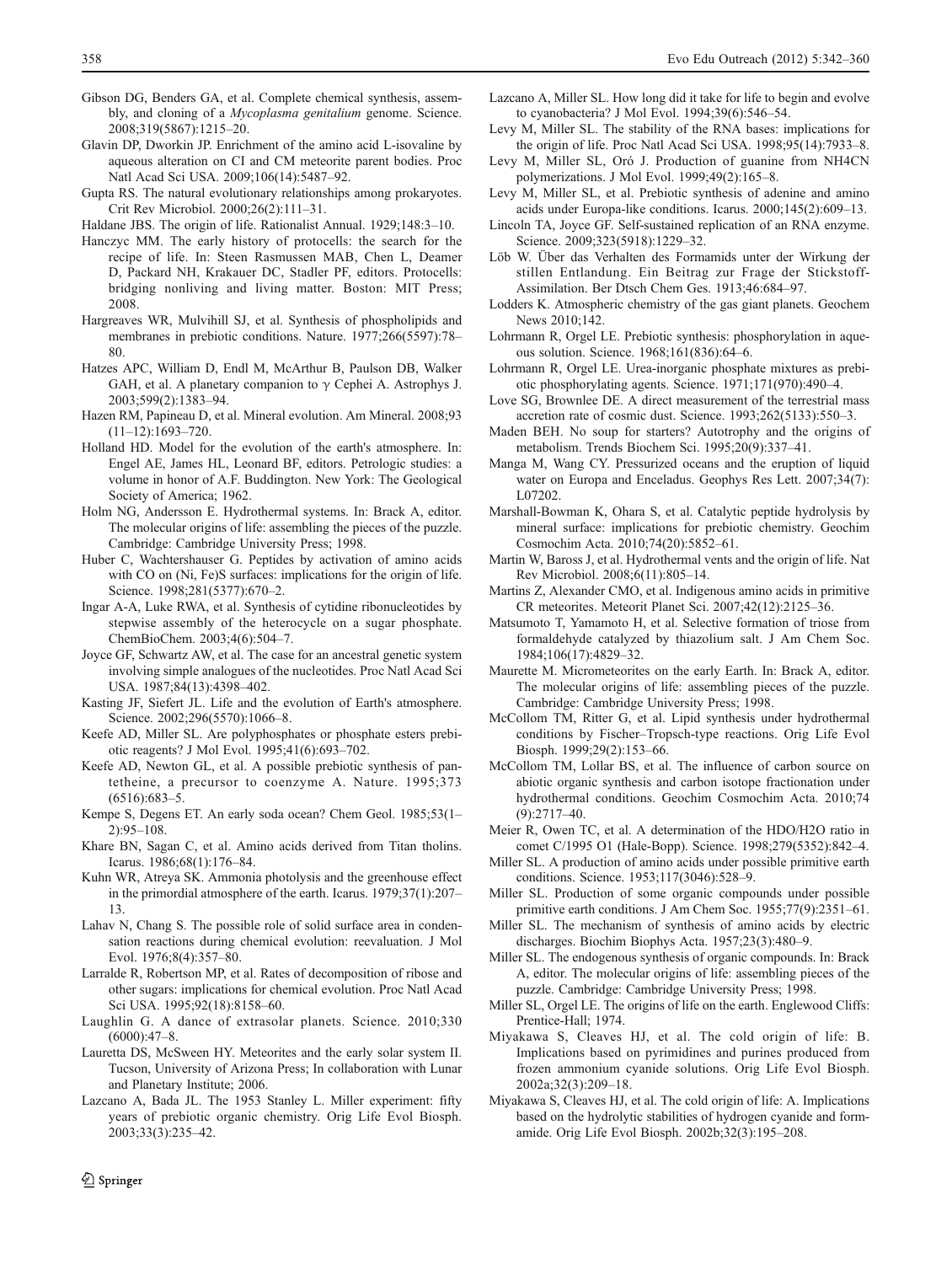Gibson DG, Benders GA, et al. Complete chemical synthesis, assembly, and cloning of a *Mycoplasma genitalium* genome. Science. 2008;319(5867):1215–20.

Glavin DP, Dworkin JP. Enrichment of the amino acid L-isovaline by aqueous alteration on CI and CM meteorite parent bodies. Proc Natl Acad Sci USA. 2009;106(14):5487–92.

Gupta RS. The natural evolutionary relationships among prokaryotes. Crit Rev Microbiol. 2000;26(2):111–31.

Haldane JBS. The origin of life. Rationalist Annual. 1929;148:3–10.

Hanczyc MM. The early history of protocells: the search for the recipe of life. In: Steen Rasmussen MAB, Chen L, Deamer D, Packard NH, Krakauer DC, Stadler PF, editors. Protocells: bridging nonliving and living matter. Boston: MIT Press; 2008.

Hargreaves WR, Mulvihill SJ, et al. Synthesis of phospholipids and membranes in prebiotic conditions. Nature. 1977;266(5597):78–80.

Hatzes APC, William D, Endl M, McArthur B, Paulson DB, Walker GAH, et al. A planetary companion to γ Cephei A. Astrophys J. 2003;599(2):1383–94.

Hazen RM, Papineau D, et al. Mineral evolution. Am Mineral. 2008;93 (11–12):1693–720.

Holland HD. Model for the evolution of the earth's atmosphere. In: Engel AE, James HL, Leonard BF, editors. Petrologic studies: a volume in honor of A.F. Buddington. New York: The Geological Society of America; 1962.

Holm NG, Andersson E. Hydrothermal systems. In: Brack A, editor. The molecular origins of life: assembling the pieces of the puzzle. Cambridge: Cambridge University Press; 1998.

Huber C, Wachtershauser G. Peptides by activation of amino acids with CO on (Ni, Fe)S surfaces: implications for the origin of life. Science. 1998;281(5377):670–2.

Ingar A-A, Luke RWA, et al. Synthesis of cytidine ribonucleotides by stepwise assembly of the heterocycle on a sugar phosphate. ChemBioChem. 2003;4(6):504–7.

Joyce GF, Schwartz AW, et al. The case for an ancestral genetic system involving simple analogues of the nucleotides. Proc Natl Acad Sci USA. 1987;84(13):4398–402.

Kasting JF, Siefert JL. Life and the evolution of Earth's atmosphere. Science. 2002;296(5570):1066–8.

Keefe AD, Miller SL. Are polyphosphates or phosphate esters prebiotic reagents? J Mol Evol. 1995;41(6):693–702.

Keefe AD, Newton GL, et al. A possible prebiotic synthesis of pantetheine, a precursor to coenzyme A. Nature. 1995;373 (6516):683–5.

Kempe S, Degens ET. An early soda ocean? Chem Geol. 1985;53(1–2):95–108.

Khare BN, Sagan C, et al. Amino acids derived from Titan tholins. Icarus. 1986;68(1):176–84.

Kuhn WR, Atreya SK. Ammonia photolysis and the greenhouse effect in the primordial atmosphere of the earth. Icarus. 1979;37(1):207–13.

Lahav N, Chang S. The possible role of solid surface area in condensation reactions during chemical evolution: reevaluation. J Mol Evol. 1976;8(4):357–80.

Larralde R, Robertson MP, et al. Rates of decomposition of ribose and other sugars: implications for chemical evolution. Proc Natl Acad Sci USA. 1995;92(18):8158–60.

Laughlin G. A dance of extrasolar planets. Science. 2010;330 (6000):47–8.

Lauretta DS, McSween HY. Meteorites and the early solar system II. Tucson, University of Arizona Press; In collaboration with Lunar and Planetary Institute; 2006.

Lazcano A, Bada JL. The 1953 Stanley L. Miller experiment: fifty years of prebiotic organic chemistry. Orig Life Evol Biosph. 2003;33(3):235–42.

Lazcano A, Miller SL. How long did it take for life to begin and evolve to cyanobacteria? J Mol Evol. 1994;39(6):546–54.

Levy M, Miller SL. The stability of the RNA bases: implications for the origin of life. Proc Natl Acad Sci USA. 1998;95(14):7933–8.

Levy M, Miller SL, Oró J. Production of guanine from NH4CN polymerizations. J Mol Evol. 1999;49(2):165–8.

Levy M, Miller SL, et al. Prebiotic synthesis of adenine and amino acids under Europa-like conditions. Icarus. 2000;145(2):609–13.

Lincoln TA, Joyce GF. Self-sustained replication of an RNA enzyme. Science. 2009;323(5918):1229–32.

Löb W. Über das Verhalten des Formamids unter der Wirkung der stillen Entladung. Ein Beitrag zur Frage der Stickstoff-Assimilation. Ber Dtsch Chem Ges. 1913;46:684–97.

Lodders K. Atmospheric chemistry of the gas giant planets. Geochem News 2010;142.

Lohrmann R, Orgel LE. Prebiotic synthesis: phosphorylation in aqueous solution. Science. 1968;161(836):64–6.

Lohrmann R, Orgel LE. Urea-inorganic phosphate mixtures as prebiotic phosphorylating agents. Science. 1971;171(970):490–4.

Love SG, Brownlee DE. A direct measurement of the terrestrial mass accretion rate of cosmic dust. Science. 1993;262(5133):550–3.

Maden BEH. No soup for starters? Autotrophy and the origins of metabolism. Trends Biochem Sci. 1995;20(9):337–41.

Manga M, Wang CY. Pressurized oceans and the eruption of liquid water on Europa and Enceladus. Geophys Res Lett. 2007;34(7): L07202.

Marshall-Bowman K, Ohara S, et al. Catalytic peptide hydrolysis by mineral surface: implications for prebiotic chemistry. Geochim Cosmochim Acta. 2010;74(20):5852–61.

Martin W, Baross J, et al. Hydrothermal vents and the origin of life. Nat Rev Microbiol. 2008;6(11):805–14.

Martins Z, Alexander CMO, et al. Indigenous amino acids in primitive CR meteorites. Meteorit Planet Sci. 2007;42(12):2125–36.

Matsumoto T, Yamamoto H, et al. Selective formation of triose from formaldehyde catalyzed by thiazolium salt. J Am Chem Soc. 1984;106(17):4829–32.

Maurette M. Micrometeorites on the early Earth. In: Brack A, editor. The molecular origins of life: assembling pieces of the puzzle. Cambridge: Cambridge University Press; 1998.

McCollom TM, Ritter G, et al. Lipid synthesis under hydrothermal conditions by Fischer–Tropsch-type reactions. Orig Life Evol Biosph. 1999;29(2):153–66.

McCollom TM, Lollar BS, et al. The influence of carbon source on abiotic organic synthesis and carbon isotope fractionation under hydrothermal conditions. Geochim Cosmochim Acta. 2010;74 (9):2717–40.

Meier R, Owen TC, et al. A determination of the HDO/H2O ratio in comet C/1995 O1 (Hale-Bopp). Science. 1998;279(5352):842–4.

Miller SL. A production of amino acids under possible primitive earth conditions. Science. 1953;117(3046):528–9.

Miller SL. Production of some organic compounds under possible primitive earth conditions. J Am Chem Soc. 1955;77(9):2351–61.

Miller SL. The mechanism of synthesis of amino acids by electric discharges. Biochim Biophys Acta. 1957;23(3):480–9.

Miller SL. The endogenous synthesis of organic compounds. In: Brack A, editor. The molecular origins of life: assembling pieces of the puzzle. Cambridge: Cambridge University Press; 1998.

Miller SL, Orgel LE. The origins of life on the earth. Englewood Cliffs: Prentice-Hall; 1974.

Miyakawa S, Cleaves HJ, et al. The cold origin of life: B. Implications based on pyrimidines and purines produced from frozen ammonium cyanide solutions. Orig Life Evol Biosph. 2002a;32(3):209–18.

Miyakawa S, Cleaves HJ, et al. The cold origin of life: A. Implications based on the hydrolytic stabilities of hydrogen cyanide and formamide. Orig Life Evol Biosph. 2002b;32(3):195–208.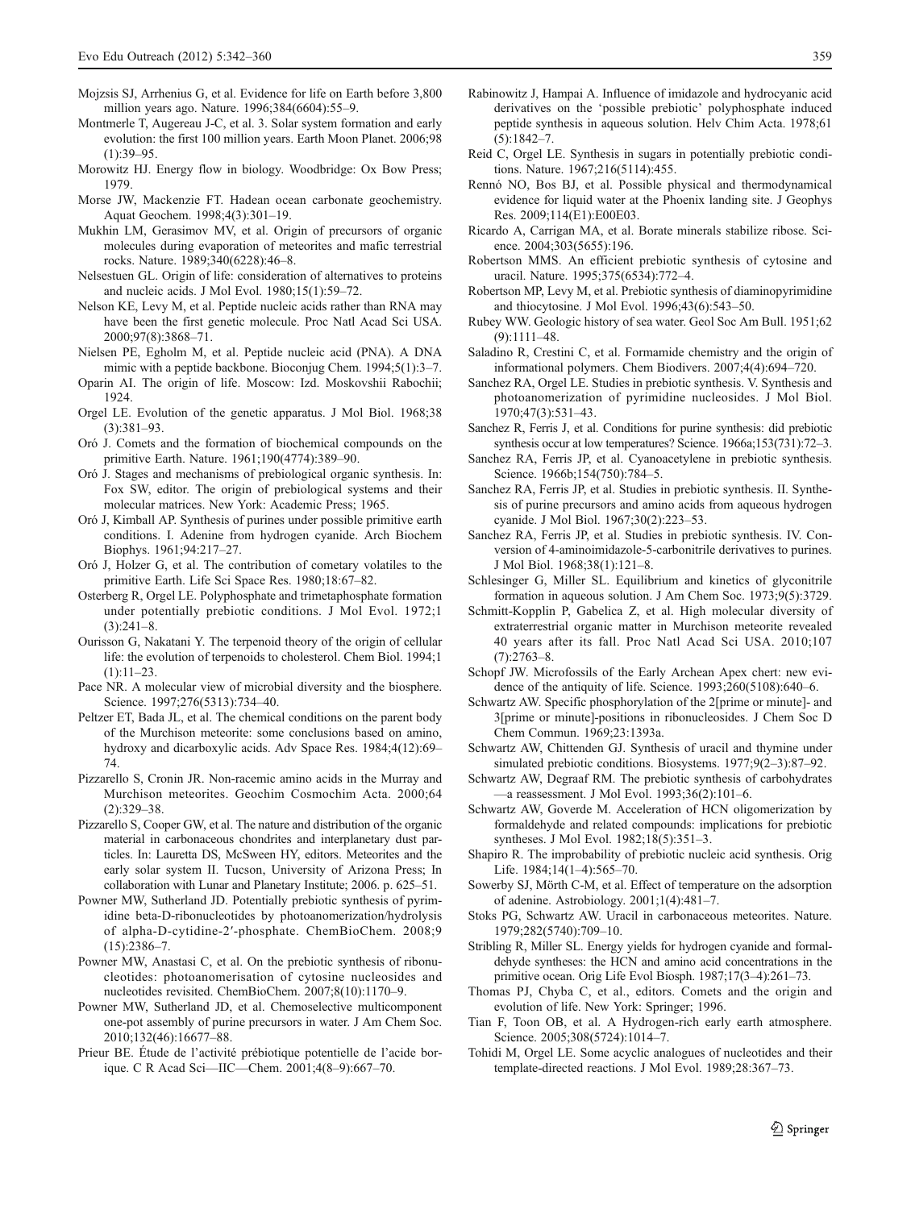Mojzsis SJ, Arrhenius G, et al. Evidence for life on Earth before 3,800 million years ago. Nature. 1996;384(6604):55–9.

Montmerle T, Augereau J-C, et al. 3. Solar system formation and early evolution: the first 100 million years. Earth Moon Planet. 2006;98 (1):39–95.

Morowitz HJ. Energy flow in biology. Woodbridge: Ox Bow Press; 1979.

Morse JW, Mackenzie FT. Hadean ocean carbonate geochemistry. Aquat Geochem. 1998;4(3):301–19.

Mukhin LM, Gerasimov MV, et al. Origin of precursors of organic molecules during evaporation of meteorites and mafic terrestrial rocks. Nature. 1989;340(6228):46–8.

Nelsestuen GL. Origin of life: consideration of alternatives to proteins and nucleic acids. J Mol Evol. 1980;15(1):59–72.

Nelson KE, Levy M, et al. Peptide nucleic acids rather than RNA may have been the first genetic molecule. Proc Natl Acad Sci USA. 2000;97(8):3868–71.

Nielsen PE, Egholm M, et al. Peptide nucleic acid (PNA). A DNA mimic with a peptide backbone. Bioconjug Chem. 1994;5(1):3–7.

Oparin AI. The origin of life. Moscow: Izd. Moskovshii Rabochii; 1924.

Orgel LE. Evolution of the genetic apparatus. J Mol Biol. 1968;38 (3):381–93.

Oró J. Comets and the formation of biochemical compounds on the primitive Earth. Nature. 1961;190(4774):389–90.

Oró J. Stages and mechanisms of prebiological organic synthesis. In: Fox SW, editor. The origin of prebiological systems and their molecular matrices. New York: Academic Press; 1965.

Oró J, Kimball AP. Synthesis of purines under possible primitive earth conditions. I. Adenine from hydrogen cyanide. Arch Biochem Biophys. 1961;94:217–27.

Oró J, Holzer G, et al. The contribution of cometary volatiles to the primitive Earth. Life Sci Space Res. 1980;18:67–82.

Osterberg R, Orgel LE. Polyphosphate and trimetaphosphate formation under potentially prebiotic conditions. J Mol Evol. 1972;1 (3):241–8.

Ourisson G, Nakatani Y. The terpenoid theory of the origin of cellular life: the evolution of terpenoids to cholesterol. Chem Biol. 1994;1 (1):11–23.

Pace NR. A molecular view of microbial diversity and the biosphere. Science. 1997;276(5313):734–40.

Peltzer ET, Bada JL, et al. The chemical conditions on the parent body of the Murchison meteorite: some conclusions based on amino, hydroxy and dicarboxylic acids. Adv Space Res. 1984;4(12):69–74.

Pizzarello S, Cronin JR. Non-racemic amino acids in the Murray and Murchison meteorites. Geochim Cosmochim Acta. 2000;64 (2):329–38.

Pizzarello S, Cooper GW, et al. The nature and distribution of the organic material in carbonaceous chondrites and interplanetary dust particles. In: Lauretta DS, McSween HY, editors. Meteorites and the early solar system II. Tucson, University of Arizona Press; In collaboration with Lunar and Planetary Institute; 2006. p. 625–51.

Powner MW, Sutherland JD. Potentially prebiotic synthesis of pyrimidine beta-D-ribonucleotides by photoanomerization/hydrolysis of alpha-D-cytidine-2′-phosphate. ChemBioChem. 2008;9 (15):2386–7.

Powner MW, Anastasi C, et al. On the prebiotic synthesis of ribonucleotides: photoanomerisation of cytosine nucleosides and nucleotides revisited. ChemBioChem. 2007;8(10):1170–9.

Powner MW, Sutherland JD, et al. Chemoselective multicomponent one-pot assembly of purine precursors in water. J Am Chem Soc. 2010;132(46):16677–88.

Prieur BE. Étude de l'activité prébiotique potentielle de l'acide borique. C R Acad Sci—IIC—Chem. 2001;4(8–9):667–70.

Rabinowitz J, Hampai A. Influence of imidazole and hydrocyanic acid derivatives on the 'possible prebiotic' polyphosphate induced peptide synthesis in aqueous solution. Helv Chim Acta. 1978;61 (5):1842–7.

Reid C, Orgel LE. Synthesis in sugars in potentially prebiotic conditions. Nature. 1967;216(5114):455.

Rennó NO, Bos BJ, et al. Possible physical and thermodynamical evidence for liquid water at the Phoenix landing site. J Geophys Res. 2009;114(E1):E00E03.

Ricardo A, Carrigan MA, et al. Borate minerals stabilize ribose. Science. 2004;303(5655):196.

Robertson MMS. An efficient prebiotic synthesis of cytosine and uracil. Nature. 1995;375(6534):772–4.

Robertson MP, Levy M, et al. Prebiotic synthesis of diaminopyrimidine and thiocytosine. J Mol Evol. 1996;43(6):543–50.

Rubey WW. Geologic history of sea water. Geol Soc Am Bull. 1951;62 (9):1111–48.

Saladino R, Crestini C, et al. Formamide chemistry and the origin of informational polymers. Chem Biodivers. 2007;4(4):694–720.

Sanchez RA, Orgel LE. Studies in prebiotic synthesis. V. Synthesis and photoanomerization of pyrimidine nucleosides. J Mol Biol. 1970;47(3):531–43.

Sanchez R, Ferris J, et al. Conditions for purine synthesis: did prebiotic synthesis occur at low temperatures? Science. 1966a;153(731):72–3.

Sanchez RA, Ferris JP, et al. Cyanoacetylene in prebiotic synthesis. Science. 1966b;154(750):784–5.

Sanchez RA, Ferris JP, et al. Studies in prebiotic synthesis. II. Synthesis of purine precursors and amino acids from aqueous hydrogen cyanide. J Mol Biol. 1967;30(2):223–53.

Sanchez RA, Ferris JP, et al. Studies in prebiotic synthesis. IV. Conversion of 4-aminoimidazole-5-carbonitrile derivatives to purines. J Mol Biol. 1968;38(1):121–8.

Schlesinger G, Miller SL. Equilibrium and kinetics of glyconitrile formation in aqueous solution. J Am Chem Soc. 1973;9(5):3729.

Schmitt-Kopplin P, Gabelica Z, et al. High molecular diversity of extraterrestrial organic matter in Murchison meteorite revealed 40 years after its fall. Proc Natl Acad Sci USA. 2010;107 (7):2763–8.

Schopf JW. Microfossils of the Early Archean Apex chert: new evidence of the antiquity of life. Science. 1993;260(5108):640–6.

Schwartz AW. Specific phosphorylation of the 2[prime or minute]- and 3[prime or minute]-positions in ribonucleosides. J Chem Soc D Chem Commun. 1969;23:1393a.

Schwartz AW, Chittenden GJ. Synthesis of uracil and thymine under simulated prebiotic conditions. Biosystems. 1977;9(2–3):87–92.

Schwartz AW, Degraaf RM. The prebiotic synthesis of carbohydrates—a reassessment. J Mol Evol. 1993;36(2):101–6.

Schwartz AW, Goverde M. Acceleration of HCN oligomerization by formaldehyde and related compounds: implications for prebiotic syntheses. J Mol Evol. 1982;18(5):351–3.

Shapiro R. The improbability of prebiotic nucleic acid synthesis. Orig Life. 1984;14(1–4):565–70.

Sowerby SJ, Mörth C-M, et al. Effect of temperature on the adsorption of adenine. Astrobiology. 2001;1(4):481–7.

Stoks PG, Schwartz AW. Uracil in carbonaceous meteorites. Nature. 1979;282(5740):709–10.

Stribling R, Miller SL. Energy yields for hydrogen cyanide and formaldehyde syntheses: the HCN and amino acid concentrations in the primitive ocean. Orig Life Evol Biosph. 1987;17(3–4):261–73.

Thomas PJ, Chyba C, et al., editors. Comets and the origin and evolution of life. New York: Springer; 1996.

Tian F, Toon OB, et al. A Hydrogen-rich early earth atmosphere. Science. 2005;308(5724):1014–7.

Tohidi M, Orgel LE. Some acyclic analogues of nucleotides and their template-directed reactions. J Mol Evol. 1989;28:367–73.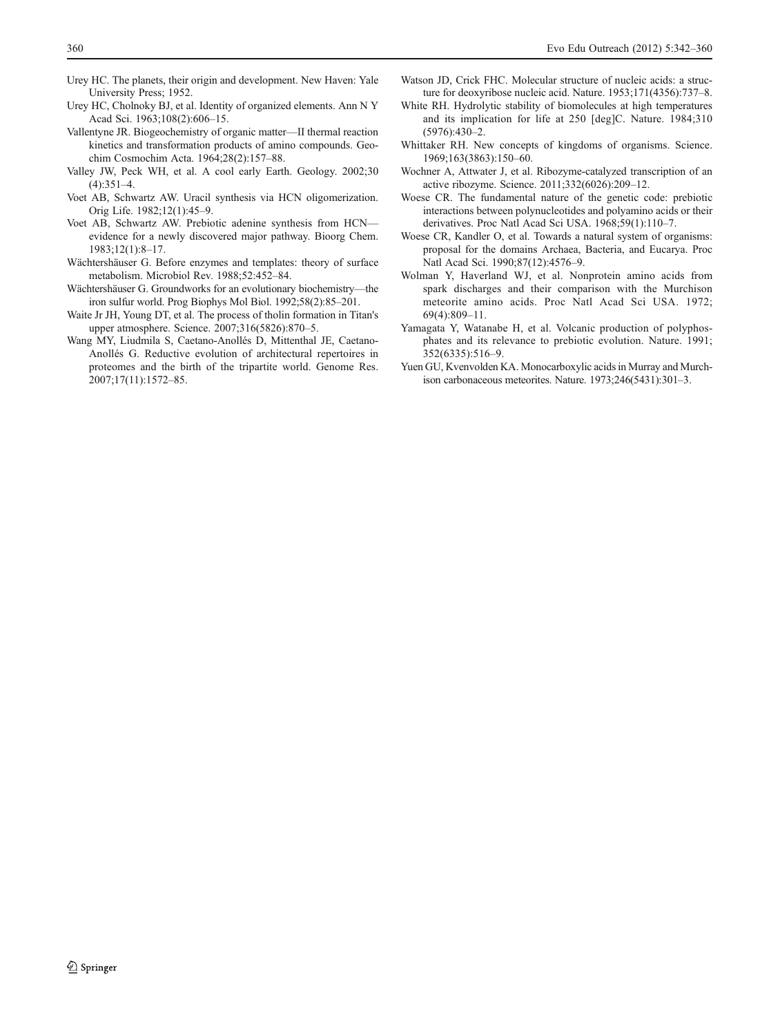Urey HC. The planets, their origin and development. New Haven: Yale University Press; 1952.

Urey HC, Cholnoky BJ, et al. Identity of organized elements. Ann N Y Acad Sci. 1963;108(2):606–15.

Vallentyne JR. Biogeochemistry of organic matter—II thermal reaction kinetics and transformation products of amino compounds. Geochim Cosmochim Acta. 1964;28(2):157–88.

Valley JW, Peck WH, et al. A cool early Earth. Geology. 2002;30 (4):351–4.

Voet AB, Schwartz AW. Uracil synthesis via HCN oligomerization. Orig Life. 1982;12(1):45–9.

Voet AB, Schwartz AW. Prebiotic adenine synthesis from HCN—evidence for a newly discovered major pathway. Bioorg Chem. 1983;12(1):8–17.

Wächtershäuser G. Before enzymes and templates: theory of surface metabolism. Microbiol Rev. 1988;52:452–84.

Wächtershäuser G. Groundworks for an evolutionary biochemistry—the iron sulfur world. Prog Biophys Mol Biol. 1992;58(2):85–201.

Waite Jr JH, Young DT, et al. The process of tholin formation in Titan's upper atmosphere. Science. 2007;316(5826):870–5.

Wang MY, Liudmila S, Caetano-Anollés D, Mittenthal JE, Caetano-Anollés G. Reductive evolution of architectural repertoires in proteomes and the birth of the tripartite world. Genome Res. 2007;17(11):1572–85.

Watson JD, Crick FHC. Molecular structure of nucleic acids: a structure for deoxyribose nucleic acid. Nature. 1953;171(4356):737–8.

White RH. Hydrolytic stability of biomolecules at high temperatures and its implication for life at 250 [deg]C. Nature. 1984;310 (5976):430–2.

Whittaker RH. New concepts of kingdoms of organisms. Science. 1969;163(3863):150–60.

Wochner A, Attwater J, et al. Ribozyme-catalyzed transcription of an active ribozyme. Science. 2011;332(6026):209–12.

Woese CR. The fundamental nature of the genetic code: prebiotic interactions between polynucleotides and polyamino acids or their derivatives. Proc Natl Acad Sci USA. 1968;59(1):110–7.

Woese CR, Kandler O, et al. Towards a natural system of organisms: proposal for the domains Archaea, Bacteria, and Eucarya. Proc Natl Acad Sci. 1990;87(12):4576–9.

Wolman Y, Haverland WJ, et al. Nonprotein amino acids from spark discharges and their comparison with the Murchison meteorite amino acids. Proc Natl Acad Sci USA. 1972; 69(4):809–11.

Yamagata Y, Watanabe H, et al. Volcanic production of polyphosphates and its relevance to prebiotic evolution. Nature. 1991; 352(6335):516–9.

Yuen GU, Kvenvolden KA. Monocarboxylic acids in Murray and Murchison carbonaceous meteorites. Nature. 1973;246(5431):301–3.